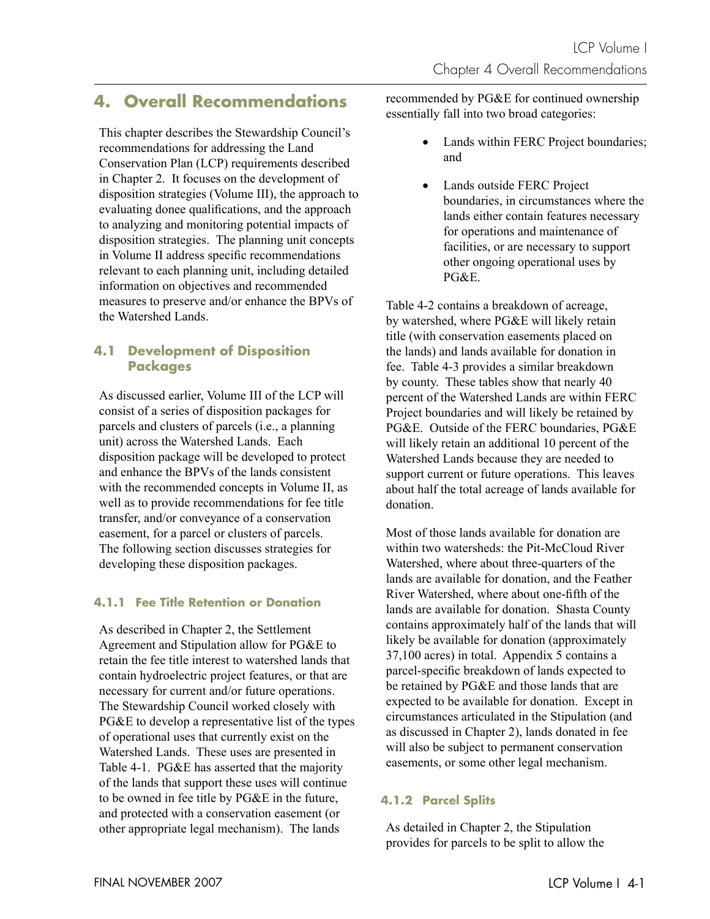# 4. Overall Recommendations

This chapter describes the Stewardship Council's recommendations for addressing the Land Conservation Plan (LCP) requirements described in Chapter 2. It focuses on the development of disposition strategies (Volume III), the approach to evaluating donee qualifications, and the approach to analyzing and monitoring potential impacts of disposition strategies. The planning unit concepts in Volume II address specific recommendations relevant to each planning unit, including detailed information on objectives and recommended measures to preserve and/or enhance the BPVs of the Watershed Lands.

## 4.1 Development of Disposition Packages

As discussed earlier, Volume III of the LCP will consist of a series of disposition packages for parcels and clusters of parcels (i.e., a planning unit) across the Watershed Lands. Each disposition package will be developed to protect and enhance the BPVs of the lands consistent with the recommended concepts in Volume II, as well as to provide recommendations for fee title transfer, and/or conveyance of a conservation easement, for a parcel or clusters of parcels. The following section discusses strategies for developing these disposition packages.

### 4.1.1 Fee Title Retention or Donation

As described in Chapter 2, the Settlement Agreement and Stipulation allow for PG&E to retain the fee title interest to watershed lands that contain hydroelectric project features, or that are necessary for current and/or future operations. The Stewardship Council worked closely with PG&E to develop a representative list of the types of operational uses that currently exist on the Watershed Lands. These uses are presented in Table 4-1. PG&E has asserted that the majority of the lands that support these uses will continue to be owned in fee title by PG&E in the future, and protected with a conservation easement (or other appropriate legal mechanism). The lands recommended by PG&E for continued ownership essentially fall into two broad categories:

- Lands within FERC Project boundaries; and
- Lands outside FERC Project boundaries, in circumstances where the lands either contain features necessary for operations and maintenance of facilities, or are necessary to support other ongoing operational uses by PG&E.

Table 4-2 contains a breakdown of acreage, by watershed, where PG&E will likely retain title (with conservation easements placed on the lands) and lands available for donation in fee. Table 4-3 provides a similar breakdown by county. These tables show that nearly 40 percent of the Watershed Lands are within FERC Project boundaries and will likely be retained by PG&E. Outside of the FERC boundaries, PG&E will likely retain an additional 10 percent of the Watershed Lands because they are needed to support current or future operations. This leaves about half the total acreage of lands available for donation.

Most of those lands available for donation are within two watersheds: the Pit-McCloud River Watershed, where about three-quarters of the lands are available for donation, and the Feather River Watershed, where about one-fifth of the lands are available for donation. Shasta County contains approximately half of the lands that will likely be available for donation (approximately 37,100 acres) in total. Appendix 5 contains a parcel-specific breakdown of lands expected to be retained by PG&E and those lands that are expected to be available for donation. Except in circumstances articulated in the Stipulation (and as discussed in Chapter 2), lands donated in fee will also be subject to permanent conservation easements, or some other legal mechanism.

### 4.1.2 Parcel Splits

As detailed in Chapter 2, the Stipulation provides for parcels to be split to allow the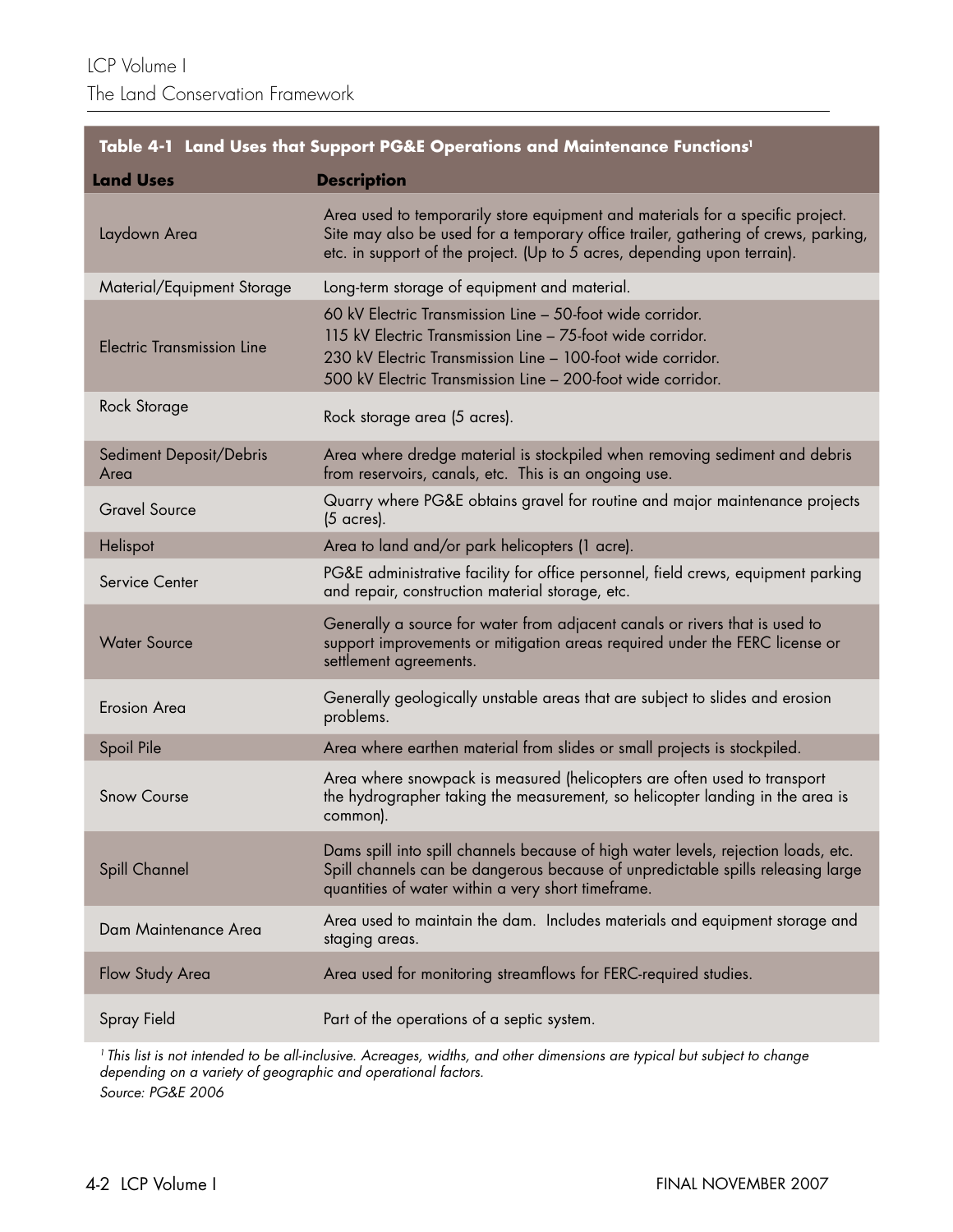**Table 4-1 Land Uses that Support PG&E Operations and Maintenance Functions[1]**

| Land Uses | Description |
|---|---|
| Laydown Area | Area used to temporarily store equipment and materials for a specific project. Site may also be used for a temporary office trailer, gathering of crews, parking, etc. in support of the project. (Up to 5 acres, depending upon terrain). |
| Material/Equipment Storage | Long-term storage of equipment and material. |
| Electric Transmission Line | 60 kV Electric Transmission Line – 50-foot wide corridor.<br>115 kV Electric Transmission Line – 75-foot wide corridor.<br>230 kV Electric Transmission Line – 100-foot wide corridor.<br>500 kV Electric Transmission Line – 200-foot wide corridor. |
| Rock Storage | Rock storage area (5 acres). |
| Sediment Deposit/Debris Area | Area where dredge material is stockpiled when removing sediment and debris from reservoirs, canals, etc. This is an ongoing use. |
| Gravel Source | Quarry where PG&E obtains gravel for routine and major maintenance projects (5 acres). |
| Helispot | Area to land and/or park helicopters (1 acre). |
| Service Center | PG&E administrative facility for office personnel, field crews, equipment parking and repair, construction material storage, etc. |
| Water Source | Generally a source for water from adjacent canals or rivers that is used to support improvements or mitigation areas required under the FERC license or settlement agreements. |
| Erosion Area | Generally geologically unstable areas that are subject to slides and erosion problems. |
| Spoil Pile | Area where earthen material from slides or small projects is stockpiled. |
| Snow Course | Area where snowpack is measured (helicopters are often used to transport the hydrographer taking the measurement, so helicopter landing in the area is common). |
| Spill Channel | Dams spill into spill channels because of high water levels, rejection loads, etc. Spill channels can be dangerous because of unpredictable spills releasing large quantities of water within a very short timeframe. |
| Dam Maintenance Area | Area used to maintain the dam. Includes materials and equipment storage and staging areas. |
| Flow Study Area | Area used for monitoring streamflows for FERC-required studies. |
| Spray Field | Part of the operations of a septic system. |

*[1] This list is not intended to be all-inclusive. Acreages, widths, and other dimensions are typical but subject to change depending on a variety of geographic and operational factors.*

*Source: PG&E 2006*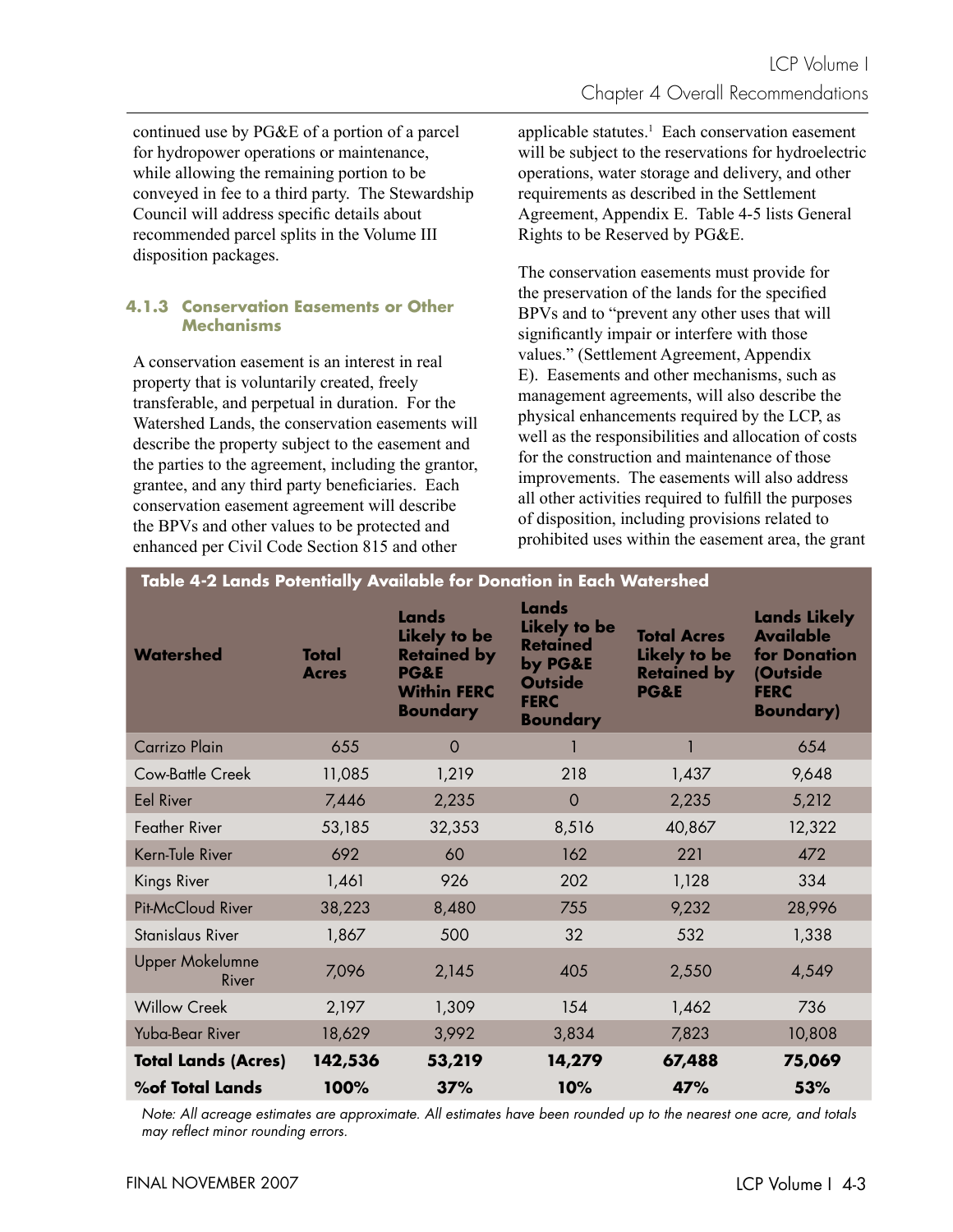continued use by PG&E of a portion of a parcel for hydropower operations or maintenance, while allowing the remaining portion to be conveyed in fee to a third party. The Stewardship Council will address specific details about recommended parcel splits in the Volume III disposition packages.

### 4.1.3 Conservation Easements or Other Mechanisms

A conservation easement is an interest in real property that is voluntarily created, freely transferable, and perpetual in duration. For the Watershed Lands, the conservation easements will describe the property subject to the easement and the parties to the agreement, including the grantor, grantee, and any third party beneficiaries. Each conservation easement agreement will describe the BPVs and other values to be protected and enhanced per Civil Code Section 815 and other applicable statutes.[1] Each conservation easement will be subject to the reservations for hydroelectric operations, water storage and delivery, and other requirements as described in the Settlement Agreement, Appendix E. Table 4-5 lists General Rights to be Reserved by PG&E.

The conservation easements must provide for the preservation of the lands for the specified BPVs and to "prevent any other uses that will significantly impair or interfere with those values." (Settlement Agreement, Appendix E). Easements and other mechanisms, such as management agreements, will also describe the physical enhancements required by the LCP, as well as the responsibilities and allocation of costs for the construction and maintenance of those improvements. The easements will also address all other activities required to fulfill the purposes of disposition, including provisions related to prohibited uses within the easement area, the grant

**Table 4-2 Lands Potentially Available for Donation in Each Watershed**

| Watershed | Total Acres | Lands Likely to be Retained by PG&E Within FERC Boundary | Lands Likely to be Retained by PG&E Outside FERC Boundary | Total Acres Likely to be Retained by PG&E | Lands Likely Available for Donation (Outside FERC Boundary) |
|---|---|---|---|---|---|
| Carrizo Plain | 655 | 0 | 1 | 1 | 654 |
| Cow-Battle Creek | 11,085 | 1,219 | 218 | 1,437 | 9,648 |
| Eel River | 7,446 | 2,235 | 0 | 2,235 | 5,212 |
| Feather River | 53,185 | 32,353 | 8,516 | 40,867 | 12,322 |
| Kern-Tule River | 692 | 60 | 162 | 221 | 472 |
| Kings River | 1,461 | 926 | 202 | 1,128 | 334 |
| Pit-McCloud River | 38,223 | 8,480 | 755 | 9,232 | 28,996 |
| Stanislaus River | 1,867 | 500 | 32 | 532 | 1,338 |
| Upper Mokelumne River | 7,096 | 2,145 | 405 | 2,550 | 4,549 |
| Willow Creek | 2,197 | 1,309 | 154 | 1,462 | 736 |
| Yuba-Bear River | 18,629 | 3,992 | 3,834 | 7,823 | 10,808 |
| **Total Lands (Acres)** | **142,536** | **53,219** | **14,279** | **67,488** | **75,069** |
| **%of Total Lands** | **100%** | **37%** | **10%** | **47%** | **53%** |

*Note: All acreage estimates are approximate. All estimates have been rounded up to the nearest one acre, and totals may reflect minor rounding errors.*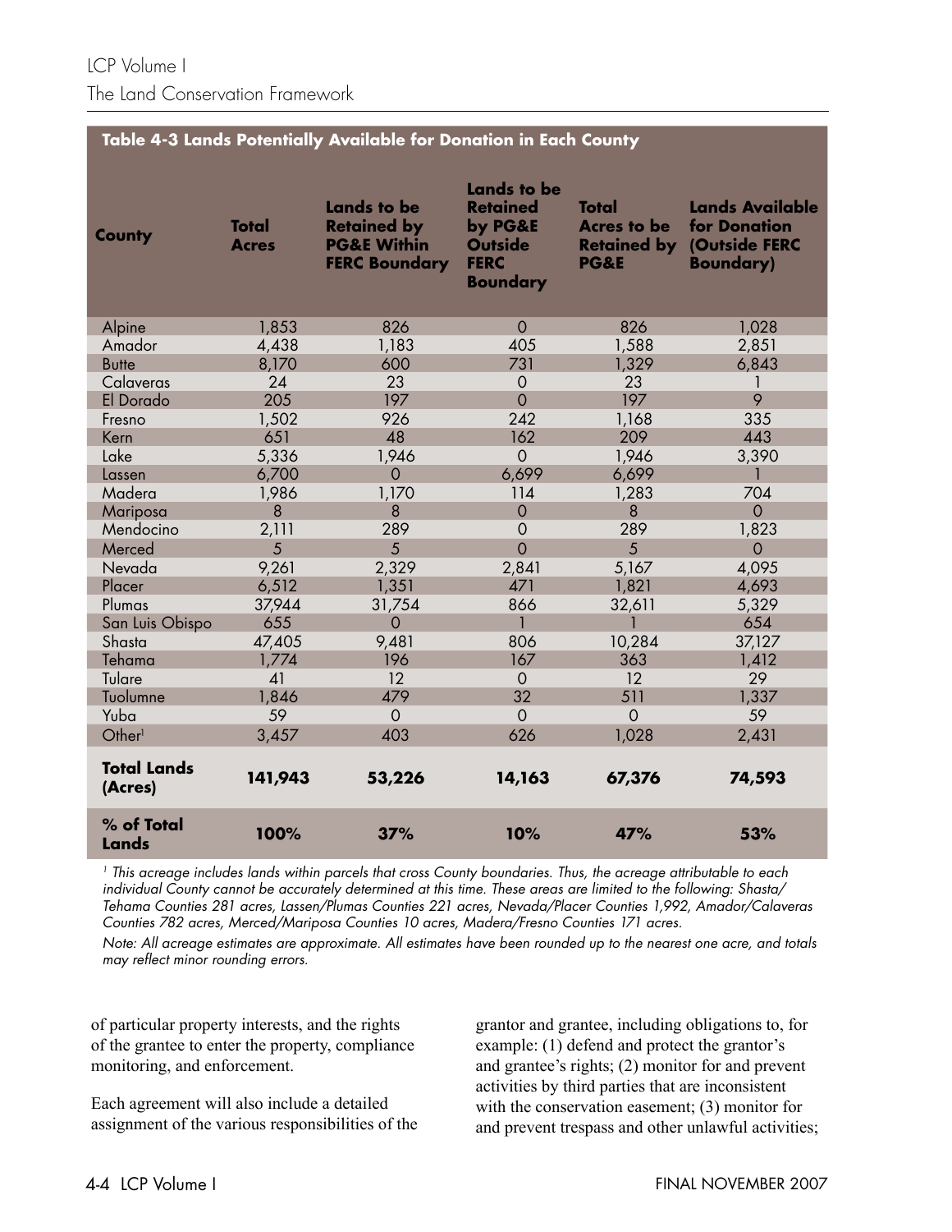**Table 4-3 Lands Potentially Available for Donation in Each County**

| County | Total Acres | Lands to be Retained by PG&E Within FERC Boundary | Lands to be Retained by PG&E Outside FERC Boundary | Total Acres to be Retained by PG&E | Lands Available for Donation (Outside FERC Boundary) |
|---|---|---|---|---|---|
| Alpine | 1,853 | 826 | 0 | 826 | 1,028 |
| Amador | 4,438 | 1,183 | 405 | 1,588 | 2,851 |
| Butte | 8,170 | 600 | 731 | 1,329 | 6,843 |
| Calaveras | 24 | 23 | 0 | 23 | 1 |
| El Dorado | 205 | 197 | 0 | 197 | 9 |
| Fresno | 1,502 | 926 | 242 | 1,168 | 335 |
| Kern | 651 | 48 | 162 | 209 | 443 |
| Lake | 5,336 | 1,946 | 0 | 1,946 | 3,390 |
| Lassen | 6,700 | 0 | 6,699 | 6,699 | 1 |
| Madera | 1,986 | 1,170 | 114 | 1,283 | 704 |
| Mariposa | 8 | 8 | 0 | 8 | 0 |
| Mendocino | 2,111 | 289 | 0 | 289 | 1,823 |
| Merced | 5 | 5 | 0 | 5 | 0 |
| Nevada | 9,261 | 2,329 | 2,841 | 5,167 | 4,095 |
| Placer | 6,512 | 1,351 | 471 | 1,821 | 4,693 |
| Plumas | 37,944 | 31,754 | 866 | 32,611 | 5,329 |
| San Luis Obispo | 655 | 0 | 1 | 1 | 654 |
| Shasta | 47,405 | 9,481 | 806 | 10,284 | 37,127 |
| Tehama | 1,774 | 196 | 167 | 363 | 1,412 |
| Tulare | 41 | 12 | 0 | 12 | 29 |
| Tuolumne | 1,846 | 479 | 32 | 511 | 1,337 |
| Yuba | 59 | 0 | 0 | 0 | 59 |
| Other[1] | 3,457 | 403 | 626 | 1,028 | 2,431 |
| **Total Lands (Acres)** | **141,943** | **53,226** | **14,163** | **67,376** | **74,593** |
| **% of Total Lands** | **100%** | **37%** | **10%** | **47%** | **53%** |

*[1] This acreage includes lands within parcels that cross County boundaries. Thus, the acreage attributable to each individual County cannot be accurately determined at this time. These areas are limited to the following: Shasta/Tehama Counties 281 acres, Lassen/Plumas Counties 221 acres, Nevada/Placer Counties 1,992, Amador/Calaveras Counties 782 acres, Merced/Mariposa Counties 10 acres, Madera/Fresno Counties 171 acres.*

*Note: All acreage estimates are approximate. All estimates have been rounded up to the nearest one acre, and totals may reflect minor rounding errors.*

of particular property interests, and the rights of the grantee to enter the property, compliance monitoring, and enforcement.

Each agreement will also include a detailed assignment of the various responsibilities of the grantor and grantee, including obligations to, for example: (1) defend and protect the grantor's and grantee's rights; (2) monitor for and prevent activities by third parties that are inconsistent with the conservation easement; (3) monitor for and prevent trespass and other unlawful activities;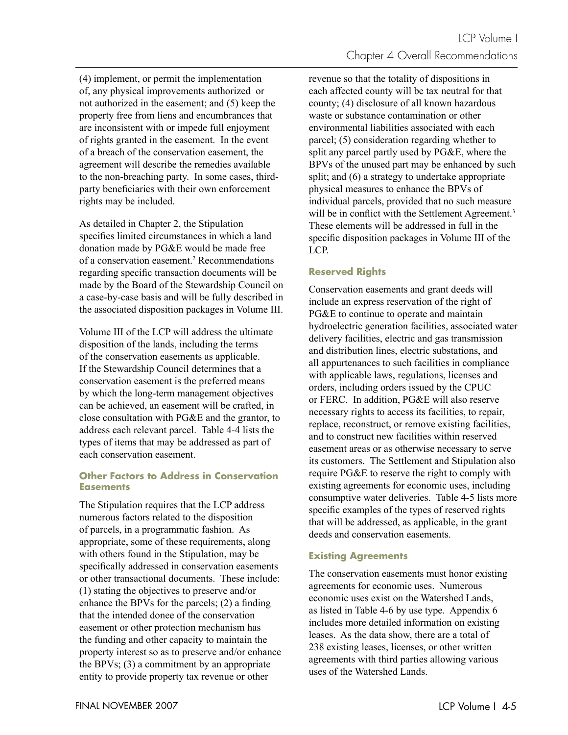(4) implement, or permit the implementation of, any physical improvements authorized or not authorized in the easement; and (5) keep the property free from liens and encumbrances that are inconsistent with or impede full enjoyment of rights granted in the easement. In the event of a breach of the conservation easement, the agreement will describe the remedies available to the non-breaching party. In some cases, third-party beneficiaries with their own enforcement rights may be included.

As detailed in Chapter 2, the Stipulation specifies limited circumstances in which a land donation made by PG&E would be made free of a conservation easement.[2] Recommendations regarding specific transaction documents will be made by the Board of the Stewardship Council on a case-by-case basis and will be fully described in the associated disposition packages in Volume III.

Volume III of the LCP will address the ultimate disposition of the lands, including the terms of the conservation easements as applicable. If the Stewardship Council determines that a conservation easement is the preferred means by which the long-term management objectives can be achieved, an easement will be crafted, in close consultation with PG&E and the grantor, to address each relevant parcel. Table 4-4 lists the types of items that may be addressed as part of each conservation easement.

#### Other Factors to Address in Conservation Easements

The Stipulation requires that the LCP address numerous factors related to the disposition of parcels, in a programmatic fashion. As appropriate, some of these requirements, along with others found in the Stipulation, may be specifically addressed in conservation easements or other transactional documents. These include: (1) stating the objectives to preserve and/or enhance the BPVs for the parcels; (2) a finding that the intended donee of the conservation easement or other protection mechanism has the funding and other capacity to maintain the property interest so as to preserve and/or enhance the BPVs; (3) a commitment by an appropriate entity to provide property tax revenue or other revenue so that the totality of dispositions in each affected county will be tax neutral for that county; (4) disclosure of all known hazardous waste or substance contamination or other environmental liabilities associated with each parcel; (5) consideration regarding whether to split any parcel partly used by PG&E, where the BPVs of the unused part may be enhanced by such split; and (6) a strategy to undertake appropriate physical measures to enhance the BPVs of individual parcels, provided that no such measure will be in conflict with the Settlement Agreement.[3] These elements will be addressed in full in the specific disposition packages in Volume III of the LCP.

#### Reserved Rights

Conservation easements and grant deeds will include an express reservation of the right of PG&E to continue to operate and maintain hydroelectric generation facilities, associated water delivery facilities, electric and gas transmission and distribution lines, electric substations, and all appurtenances to such facilities in compliance with applicable laws, regulations, licenses and orders, including orders issued by the CPUC or FERC. In addition, PG&E will also reserve necessary rights to access its facilities, to repair, replace, reconstruct, or remove existing facilities, and to construct new facilities within reserved easement areas or as otherwise necessary to serve its customers. The Settlement and Stipulation also require PG&E to reserve the right to comply with existing agreements for economic uses, including consumptive water deliveries. Table 4-5 lists more specific examples of the types of reserved rights that will be addressed, as applicable, in the grant deeds and conservation easements.

#### Existing Agreements

The conservation easements must honor existing agreements for economic uses. Numerous economic uses exist on the Watershed Lands, as listed in Table 4-6 by use type. Appendix 6 includes more detailed information on existing leases. As the data show, there are a total of 238 existing leases, licenses, or other written agreements with third parties allowing various uses of the Watershed Lands.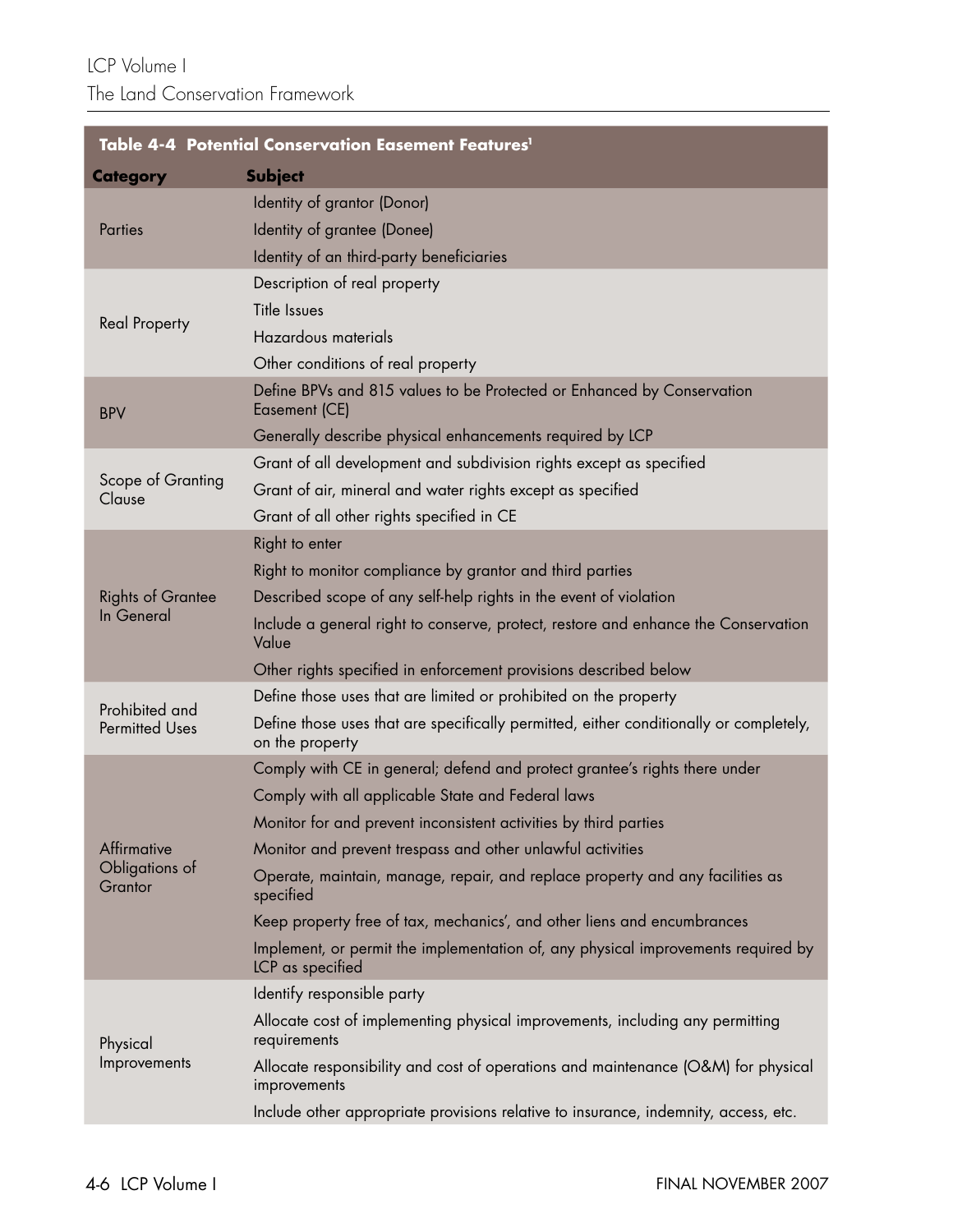**Table 4-4 Potential Conservation Easement Features[1]**

| Category | Subject |
|---|---|
| Parties | Identity of grantor (Donor) |
| | Identity of grantee (Donee) |
| | Identity of an third-party beneficiaries |
| Real Property | Description of real property |
| | Title Issues |
| | Hazardous materials |
| | Other conditions of real property |
| BPV | Define BPVs and 815 values to be Protected or Enhanced by Conservation Easement (CE) |
| | Generally describe physical enhancements required by LCP |
| Scope of Granting Clause | Grant of all development and subdivision rights except as specified |
| | Grant of air, mineral and water rights except as specified |
| | Grant of all other rights specified in CE |
| Rights of Grantee In General | Right to enter |
| | Right to monitor compliance by grantor and third parties |
| | Described scope of any self-help rights in the event of violation |
| | Include a general right to conserve, protect, restore and enhance the Conservation Value |
| | Other rights specified in enforcement provisions described below |
| Prohibited and Permitted Uses | Define those uses that are limited or prohibited on the property |
| | Define those uses that are specifically permitted, either conditionally or completely, on the property |
| Affirmative Obligations of Grantor | Comply with CE in general; defend and protect grantee's rights there under |
| | Comply with all applicable State and Federal laws |
| | Monitor for and prevent inconsistent activities by third parties |
| | Monitor and prevent trespass and other unlawful activities |
| | Operate, maintain, manage, repair, and replace property and any facilities as specified |
| | Keep property free of tax, mechanics', and other liens and encumbrances |
| | Implement, or permit the implementation of, any physical improvements required by LCP as specified |
| Physical Improvements | Identify responsible party |
| | Allocate cost of implementing physical improvements, including any permitting requirements |
| | Allocate responsibility and cost of operations and maintenance (O&M) for physical improvements |
| | Include other appropriate provisions relative to insurance, indemnity, access, etc. |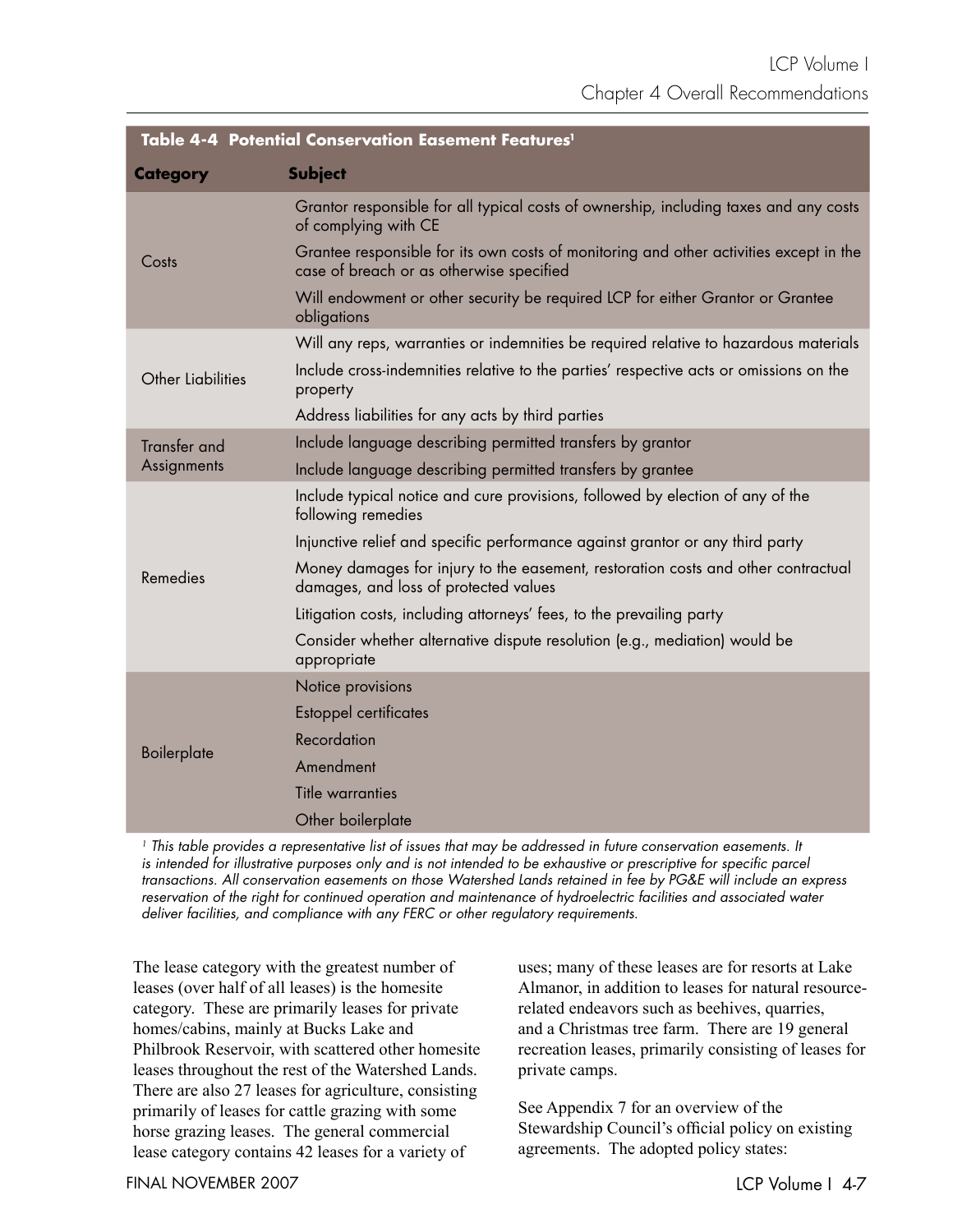**Table 4-4 Potential Conservation Easement Features[1]**

| Category | Subject |
|---|---|
| Costs | Grantor responsible for all typical costs of ownership, including taxes and any costs of complying with CE |
| | Grantee responsible for its own costs of monitoring and other activities except in the case of breach or as otherwise specified |
| | Will endowment or other security be required LCP for either Grantor or Grantee obligations |
| Other Liabilities | Will any reps, warranties or indemnities be required relative to hazardous materials |
| | Include cross-indemnities relative to the parties' respective acts or omissions on the property |
| | Address liabilities for any acts by third parties |
| Transfer and Assignments | Include language describing permitted transfers by grantor |
| | Include language describing permitted transfers by grantee |
| Remedies | Include typical notice and cure provisions, followed by election of any of the following remedies |
| | Injunctive relief and specific performance against grantor or any third party |
| | Money damages for injury to the easement, restoration costs and other contractual damages, and loss of protected values |
| | Litigation costs, including attorneys' fees, to the prevailing party |
| | Consider whether alternative dispute resolution (e.g., mediation) would be appropriate |
| Boilerplate | Notice provisions |
| | Estoppel certificates |
| | Recordation |
| | Amendment |
| | Title warranties |
| | Other boilerplate |

*[1] This table provides a representative list of issues that may be addressed in future conservation easements. It is intended for illustrative purposes only and is not intended to be exhaustive or prescriptive for specific parcel transactions. All conservation easements on those Watershed Lands retained in fee by PG&E will include an express reservation of the right for continued operation and maintenance of hydroelectric facilities and associated water deliver facilities, and compliance with any FERC or other regulatory requirements.*

The lease category with the greatest number of leases (over half of all leases) is the homesite category. These are primarily leases for private homes/cabins, mainly at Bucks Lake and Philbrook Reservoir, with scattered other homesite leases throughout the rest of the Watershed Lands. There are also 27 leases for agriculture, consisting primarily of leases for cattle grazing with some horse grazing leases. The general commercial lease category contains 42 leases for a variety of uses; many of these leases are for resorts at Lake Almanor, in addition to leases for natural resource-related endeavors such as beehives, quarries, and a Christmas tree farm. There are 19 general recreation leases, primarily consisting of leases for private camps.

See Appendix 7 for an overview of the Stewardship Council's official policy on existing agreements. The adopted policy states: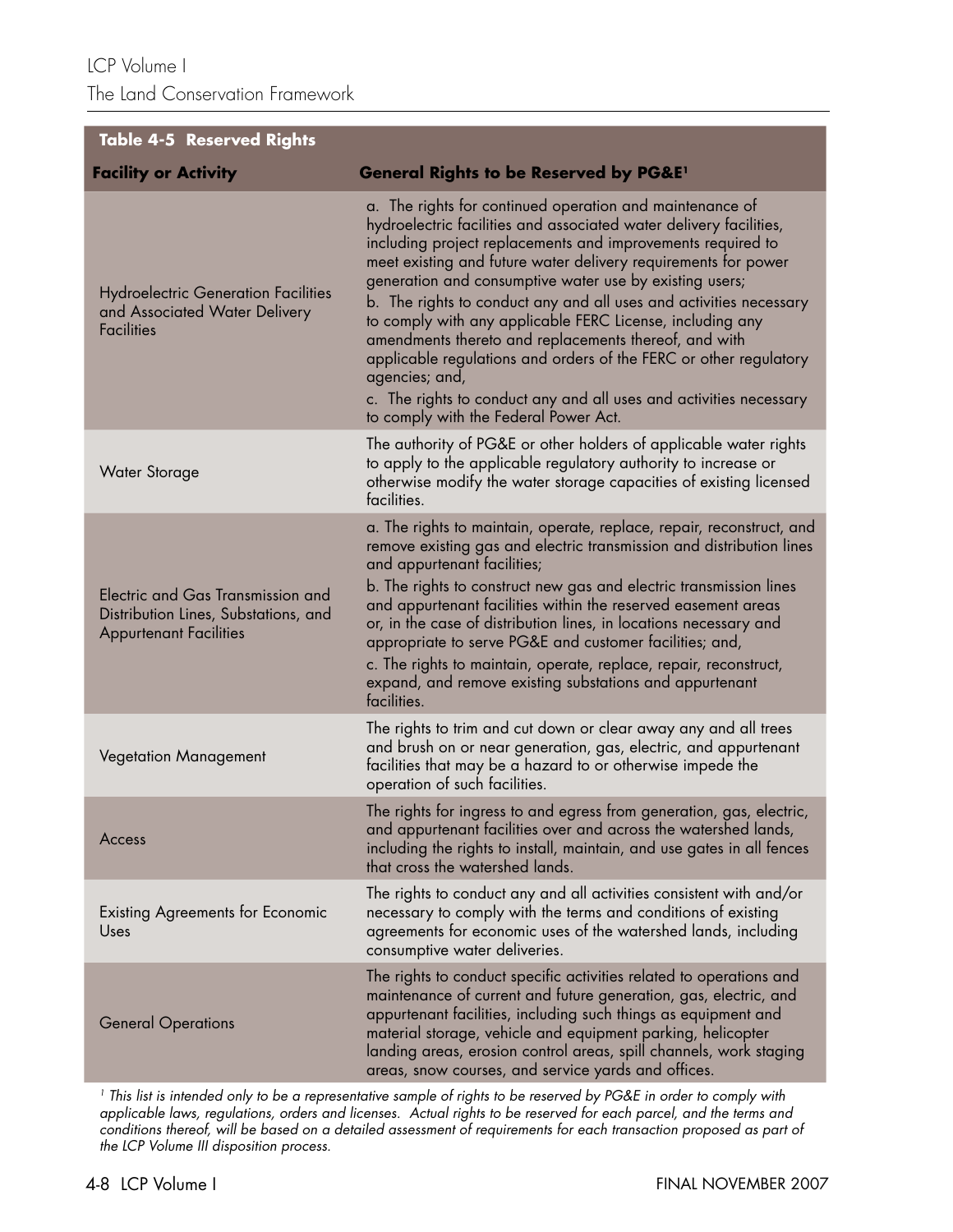**Table 4-5 Reserved Rights**

| Facility or Activity | General Rights to be Reserved by PG&E[1] |
|---|---|
| Hydroelectric Generation Facilities and Associated Water Delivery Facilities | a. The rights for continued operation and maintenance of hydroelectric facilities and associated water delivery facilities, including project replacements and improvements required to meet existing and future water delivery requirements for power generation and consumptive water use by existing users;<br>b. The rights to conduct any and all uses and activities necessary to comply with any applicable FERC License, including any amendments thereto and replacements thereof, and with applicable regulations and orders of the FERC or other regulatory agencies; and,<br>c. The rights to conduct any and all uses and activities necessary to comply with the Federal Power Act. |
| Water Storage | The authority of PG&E or other holders of applicable water rights to apply to the applicable regulatory authority to increase or otherwise modify the water storage capacities of existing licensed facilities. |
| Electric and Gas Transmission and Distribution Lines, Substations, and Appurtenant Facilities | a. The rights to maintain, operate, replace, repair, reconstruct, and remove existing gas and electric transmission and distribution lines and appurtenant facilities;<br>b. The rights to construct new gas and electric transmission lines and appurtenant facilities within the reserved easement areas or, in the case of distribution lines, in locations necessary and appropriate to serve PG&E and customer facilities; and,<br>c. The rights to maintain, operate, replace, repair, reconstruct, expand, and remove existing substations and appurtenant facilities. |
| Vegetation Management | The rights to trim and cut down or clear away any and all trees and brush on or near generation, gas, electric, and appurtenant facilities that may be a hazard to or otherwise impede the operation of such facilities. |
| Access | The rights for ingress to and egress from generation, gas, electric, and appurtenant facilities over and across the watershed lands, including the rights to install, maintain, and use gates in all fences that cross the watershed lands. |
| Existing Agreements for Economic Uses | The rights to conduct any and all activities consistent with and/or necessary to comply with the terms and conditions of existing agreements for economic uses of the watershed lands, including consumptive water deliveries. |
| General Operations | The rights to conduct specific activities related to operations and maintenance of current and future generation, gas, electric, and appurtenant facilities, including such things as equipment and material storage, vehicle and equipment parking, helicopter landing areas, erosion control areas, spill channels, work staging areas, snow courses, and service yards and offices. |

*[1] This list is intended only to be a representative sample of rights to be reserved by PG&E in order to comply with applicable laws, regulations, orders and licenses. Actual rights to be reserved for each parcel, and the terms and conditions thereof, will be based on a detailed assessment of requirements for each transaction proposed as part of the LCP Volume III disposition process.*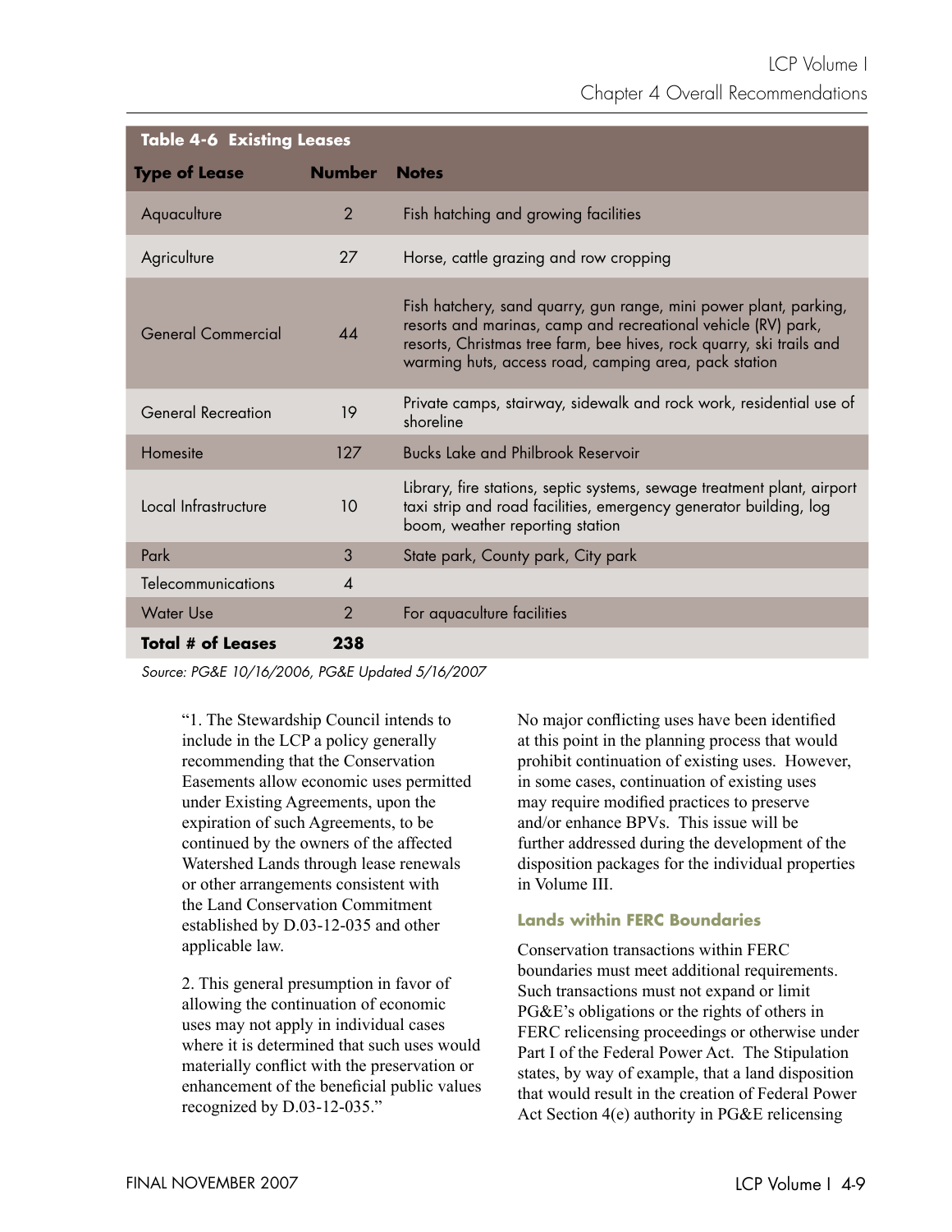**Table 4-6 Existing Leases**

| Type of Lease | Number | Notes |
|---|---|---|
| Aquaculture | 2 | Fish hatching and growing facilities |
| Agriculture | 27 | Horse, cattle grazing and row cropping |
| General Commercial | 44 | Fish hatchery, sand quarry, gun range, mini power plant, parking, resorts and marinas, camp and recreational vehicle (RV) park, resorts, Christmas tree farm, bee hives, rock quarry, ski trails and warming huts, access road, camping area, pack station |
| General Recreation | 19 | Private camps, stairway, sidewalk and rock work, residential use of shoreline |
| Homesite | 127 | Bucks Lake and Philbrook Reservoir |
| Local Infrastructure | 10 | Library, fire stations, septic systems, sewage treatment plant, airport taxi strip and road facilities, emergency generator building, log boom, weather reporting station |
| Park | 3 | State park, County park, City park |
| Telecommunications | 4 | |
| Water Use | 2 | For aquaculture facilities |
| **Total # of Leases** | **238** | |

*Source: PG&E 10/16/2006, PG&E Updated 5/16/2007*

"1. The Stewardship Council intends to include in the LCP a policy generally recommending that the Conservation Easements allow economic uses permitted under Existing Agreements, upon the expiration of such Agreements, to be continued by the owners of the affected Watershed Lands through lease renewals or other arrangements consistent with the Land Conservation Commitment established by D.03-12-035 and other applicable law.

2. This general presumption in favor of allowing the continuation of economic uses may not apply in individual cases where it is determined that such uses would materially conflict with the preservation or enhancement of the beneficial public values recognized by D.03-12-035."

No major conflicting uses have been identified at this point in the planning process that would prohibit continuation of existing uses. However, in some cases, continuation of existing uses may require modified practices to preserve and/or enhance BPVs. This issue will be further addressed during the development of the disposition packages for the individual properties in Volume III.

### Lands within FERC Boundaries

Conservation transactions within FERC boundaries must meet additional requirements. Such transactions must not expand or limit PG&E's obligations or the rights of others in FERC relicensing proceedings or otherwise under Part I of the Federal Power Act. The Stipulation states, by way of example, that a land disposition that would result in the creation of Federal Power Act Section 4(e) authority in PG&E relicensing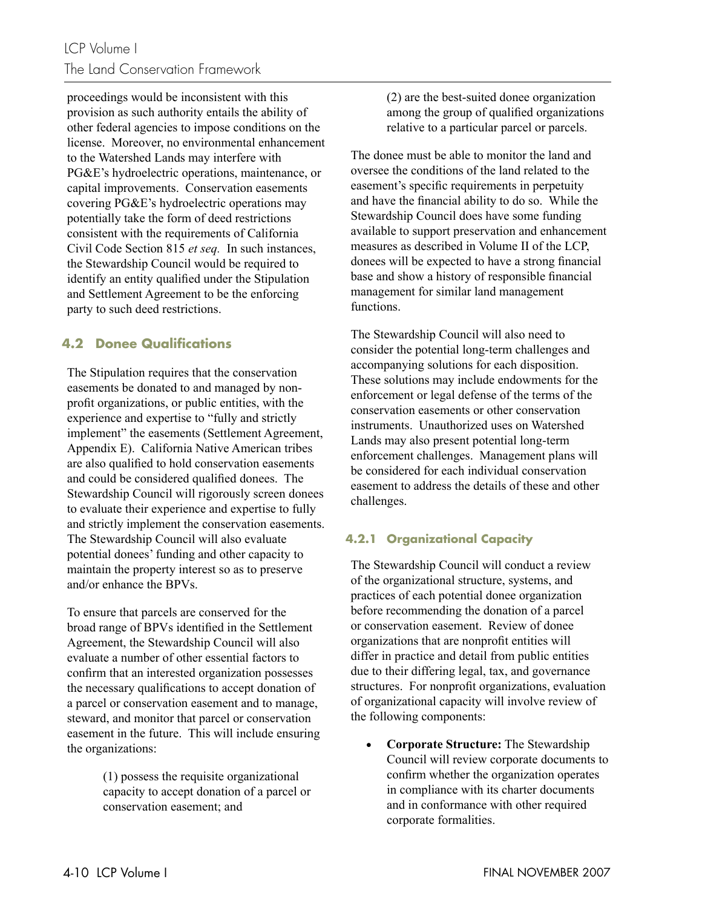proceedings would be inconsistent with this provision as such authority entails the ability of other federal agencies to impose conditions on the license. Moreover, no environmental enhancement to the Watershed Lands may interfere with PG&E's hydroelectric operations, maintenance, or capital improvements. Conservation easements covering PG&E's hydroelectric operations may potentially take the form of deed restrictions consistent with the requirements of California Civil Code Section 815 *et seq.* In such instances, the Stewardship Council would be required to identify an entity qualified under the Stipulation and Settlement Agreement to be the enforcing party to such deed restrictions.

## 4.2 Donee Qualifications

The Stipulation requires that the conservation easements be donated to and managed by non-profit organizations, or public entities, with the experience and expertise to "fully and strictly implement" the easements (Settlement Agreement, Appendix E). California Native American tribes are also qualified to hold conservation easements and could be considered qualified donees. The Stewardship Council will rigorously screen donees to evaluate their experience and expertise to fully and strictly implement the conservation easements. The Stewardship Council will also evaluate potential donees' funding and other capacity to maintain the property interest so as to preserve and/or enhance the BPVs.

To ensure that parcels are conserved for the broad range of BPVs identified in the Settlement Agreement, the Stewardship Council will also evaluate a number of other essential factors to confirm that an interested organization possesses the necessary qualifications to accept donation of a parcel or conservation easement and to manage, steward, and monitor that parcel or conservation easement in the future. This will include ensuring the organizations:

> (1) possess the requisite organizational capacity to accept donation of a parcel or conservation easement; and
>
> (2) are the best-suited donee organization among the group of qualified organizations relative to a particular parcel or parcels.

The donee must be able to monitor the land and oversee the conditions of the land related to the easement's specific requirements in perpetuity and have the financial ability to do so. While the Stewardship Council does have some funding available to support preservation and enhancement measures as described in Volume II of the LCP, donees will be expected to have a strong financial base and show a history of responsible financial management for similar land management functions.

The Stewardship Council will also need to consider the potential long-term challenges and accompanying solutions for each disposition. These solutions may include endowments for the enforcement or legal defense of the terms of the conservation easements or other conservation instruments. Unauthorized uses on Watershed Lands may also present potential long-term enforcement challenges. Management plans will be considered for each individual conservation easement to address the details of these and other challenges.

### 4.2.1 Organizational Capacity

The Stewardship Council will conduct a review of the organizational structure, systems, and practices of each potential donee organization before recommending the donation of a parcel or conservation easement. Review of donee organizations that are nonprofit entities will differ in practice and detail from public entities due to their differing legal, tax, and governance structures. For nonprofit organizations, evaluation of organizational capacity will involve review of the following components:

- **Corporate Structure:** The Stewardship Council will review corporate documents to confirm whether the organization operates in compliance with its charter documents and in conformance with other required corporate formalities.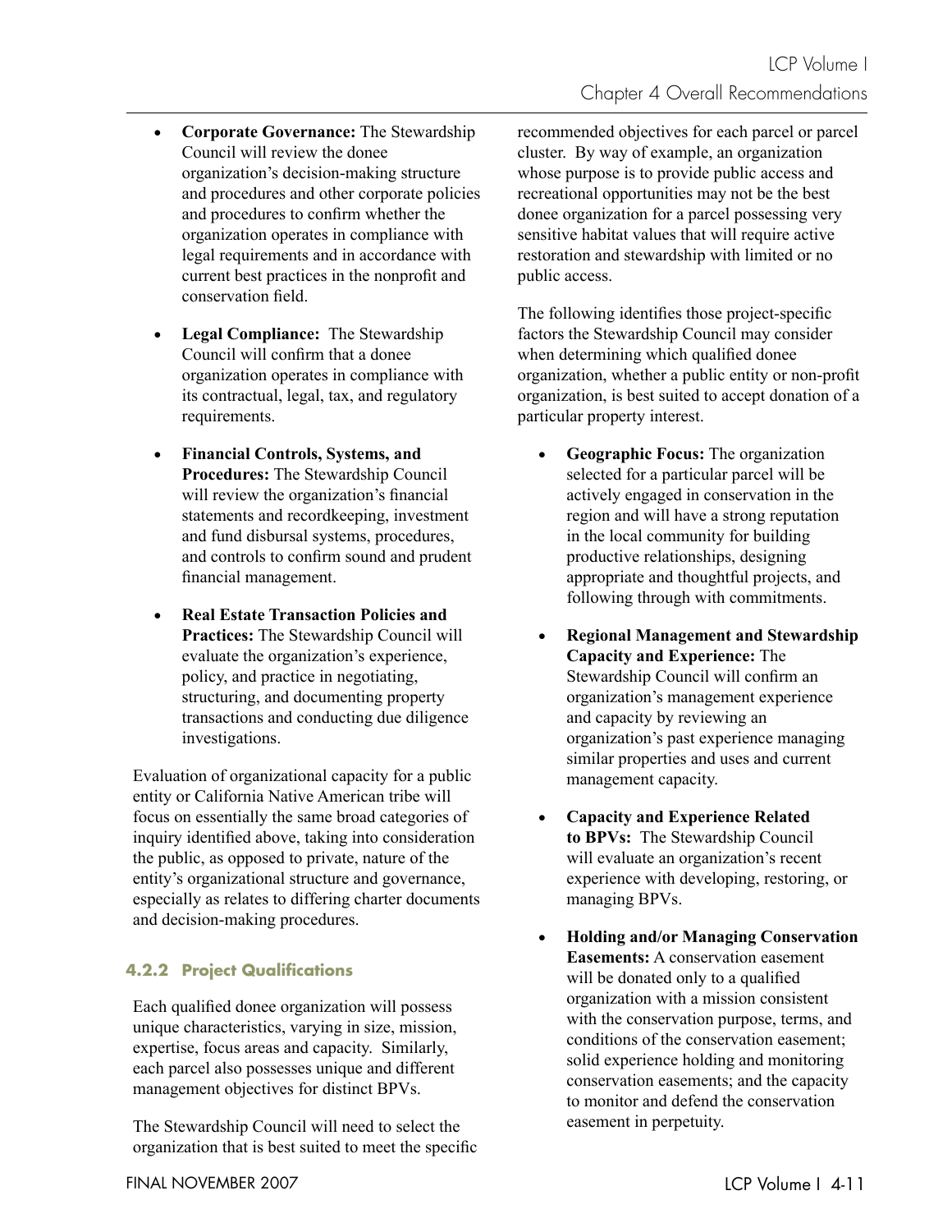- **Corporate Governance:** The Stewardship Council will review the donee organization's decision-making structure and procedures and other corporate policies and procedures to confirm whether the organization operates in compliance with legal requirements and in accordance with current best practices in the nonprofit and conservation field.

- **Legal Compliance:** The Stewardship Council will confirm that a donee organization operates in compliance with its contractual, legal, tax, and regulatory requirements.

- **Financial Controls, Systems, and Procedures:** The Stewardship Council will review the organization's financial statements and recordkeeping, investment and fund disbursal systems, procedures, and controls to confirm sound and prudent financial management.

- **Real Estate Transaction Policies and Practices:** The Stewardship Council will evaluate the organization's experience, policy, and practice in negotiating, structuring, and documenting property transactions and conducting due diligence investigations.

Evaluation of organizational capacity for a public entity or California Native American tribe will focus on essentially the same broad categories of inquiry identified above, taking into consideration the public, as opposed to private, nature of the entity's organizational structure and governance, especially as relates to differing charter documents and decision-making procedures.

### 4.2.2 Project Qualifications

Each qualified donee organization will possess unique characteristics, varying in size, mission, expertise, focus areas and capacity. Similarly, each parcel also possesses unique and different management objectives for distinct BPVs.

The Stewardship Council will need to select the organization that is best suited to meet the specific recommended objectives for each parcel or parcel cluster. By way of example, an organization whose purpose is to provide public access and recreational opportunities may not be the best donee organization for a parcel possessing very sensitive habitat values that will require active restoration and stewardship with limited or no public access.

The following identifies those project-specific factors the Stewardship Council may consider when determining which qualified donee organization, whether a public entity or non-profit organization, is best suited to accept donation of a particular property interest.

- **Geographic Focus:** The organization selected for a particular parcel will be actively engaged in conservation in the region and will have a strong reputation in the local community for building productive relationships, designing appropriate and thoughtful projects, and following through with commitments.

- **Regional Management and Stewardship Capacity and Experience:** The Stewardship Council will confirm an organization's management experience and capacity by reviewing an organization's past experience managing similar properties and uses and current management capacity.

- **Capacity and Experience Related to BPVs:** The Stewardship Council will evaluate an organization's recent experience with developing, restoring, or managing BPVs.

- **Holding and/or Managing Conservation Easements:** A conservation easement will be donated only to a qualified organization with a mission consistent with the conservation purpose, terms, and conditions of the conservation easement; solid experience holding and monitoring conservation easements; and the capacity to monitor and defend the conservation easement in perpetuity.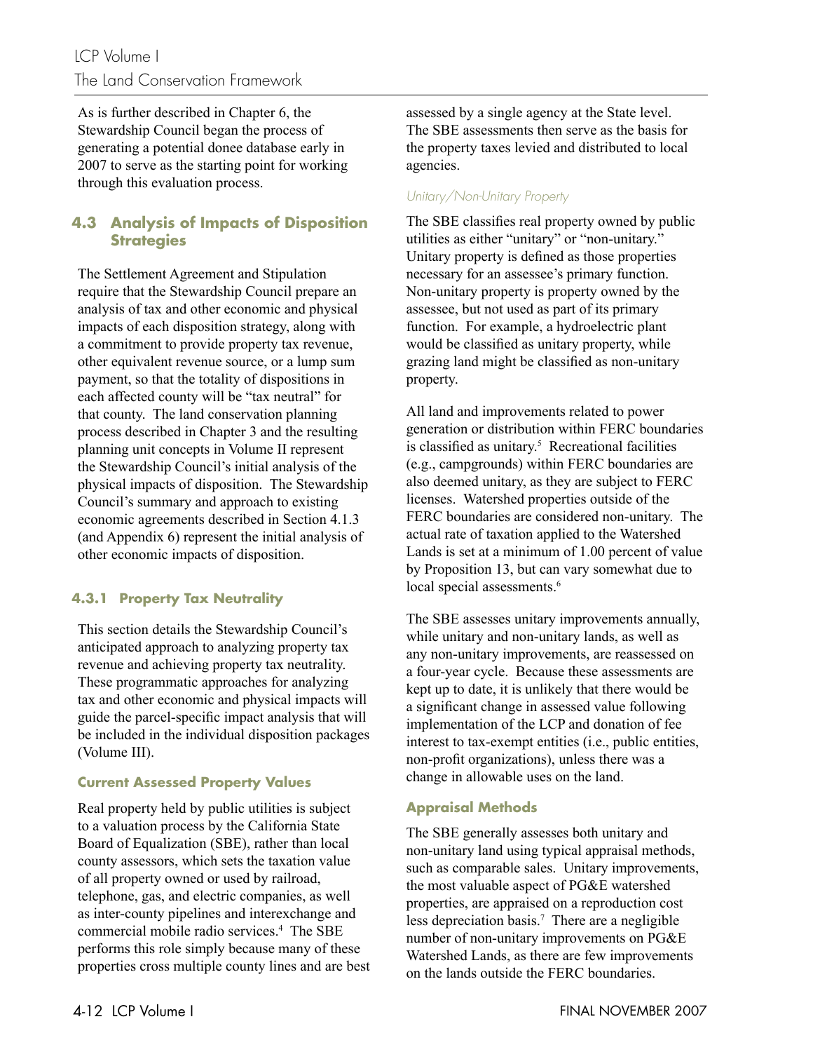As is further described in Chapter 6, the Stewardship Council began the process of generating a potential donee database early in 2007 to serve as the starting point for working through this evaluation process.

## 4.3 Analysis of Impacts of Disposition Strategies

The Settlement Agreement and Stipulation require that the Stewardship Council prepare an analysis of tax and other economic and physical impacts of each disposition strategy, along with a commitment to provide property tax revenue, other equivalent revenue source, or a lump sum payment, so that the totality of dispositions in each affected county will be "tax neutral" for that county. The land conservation planning process described in Chapter 3 and the resulting planning unit concepts in Volume II represent the Stewardship Council's initial analysis of the physical impacts of disposition. The Stewardship Council's summary and approach to existing economic agreements described in Section 4.1.3 (and Appendix 6) represent the initial analysis of other economic impacts of disposition.

### 4.3.1 Property Tax Neutrality

This section details the Stewardship Council's anticipated approach to analyzing property tax revenue and achieving property tax neutrality. These programmatic approaches for analyzing tax and other economic and physical impacts will guide the parcel-specific impact analysis that will be included in the individual disposition packages (Volume III).

#### Current Assessed Property Values

Real property held by public utilities is subject to a valuation process by the California State Board of Equalization (SBE), rather than local county assessors, which sets the taxation value of all property owned or used by railroad, telephone, gas, and electric companies, as well as inter-county pipelines and interexchange and commercial mobile radio services.[4] The SBE performs this role simply because many of these properties cross multiple county lines and are best assessed by a single agency at the State level. The SBE assessments then serve as the basis for the property taxes levied and distributed to local agencies.

*Unitary/Non-Unitary Property*

The SBE classifies real property owned by public utilities as either "unitary" or "non-unitary." Unitary property is defined as those properties necessary for an assessee's primary function. Non-unitary property is property owned by the assessee, but not used as part of its primary function. For example, a hydroelectric plant would be classified as unitary property, while grazing land might be classified as non-unitary property.

All land and improvements related to power generation or distribution within FERC boundaries is classified as unitary.[5] Recreational facilities (e.g., campgrounds) within FERC boundaries are also deemed unitary, as they are subject to FERC licenses. Watershed properties outside of the FERC boundaries are considered non-unitary. The actual rate of taxation applied to the Watershed Lands is set at a minimum of 1.00 percent of value by Proposition 13, but can vary somewhat due to local special assessments.[6]

The SBE assesses unitary improvements annually, while unitary and non-unitary lands, as well as any non-unitary improvements, are reassessed on a four-year cycle. Because these assessments are kept up to date, it is unlikely that there would be a significant change in assessed value following implementation of the LCP and donation of fee interest to tax-exempt entities (i.e., public entities, non-profit organizations), unless there was a change in allowable uses on the land.

#### Appraisal Methods

The SBE generally assesses both unitary and non-unitary land using typical appraisal methods, such as comparable sales. Unitary improvements, the most valuable aspect of PG&E watershed properties, are appraised on a reproduction cost less depreciation basis.[7] There are a negligible number of non-unitary improvements on PG&E Watershed Lands, as there are few improvements on the lands outside the FERC boundaries.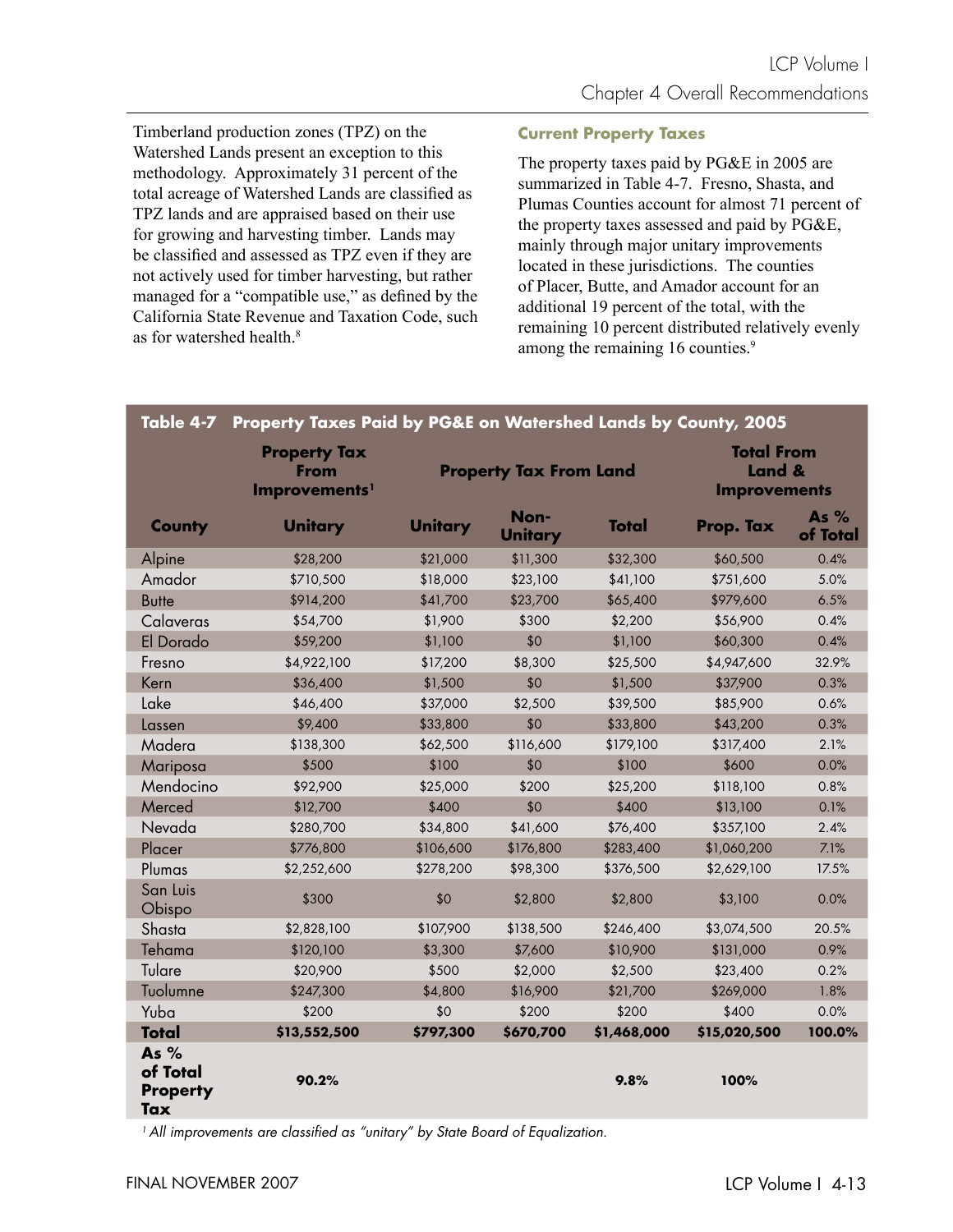Timberland production zones (TPZ) on the Watershed Lands present an exception to this methodology. Approximately 31 percent of the total acreage of Watershed Lands are classified as TPZ lands and are appraised based on their use for growing and harvesting timber. Lands may be classified and assessed as TPZ even if they are not actively used for timber harvesting, but rather managed for a "compatible use," as defined by the California State Revenue and Taxation Code, such as for watershed health.[8]

### Current Property Taxes

The property taxes paid by PG&E in 2005 are summarized in Table 4-7. Fresno, Shasta, and Plumas Counties account for almost 71 percent of the property taxes assessed and paid by PG&E, mainly through major unitary improvements located in these jurisdictions. The counties of Placer, Butte, and Amador account for an additional 19 percent of the total, with the remaining 10 percent distributed relatively evenly among the remaining 16 counties.[9]

**Table 4-7 Property Taxes Paid by PG&E on Watershed Lands by County, 2005**

| | Property Tax From Improvements[1] | Property Tax From Land | | | Total From Land & Improvements | |
|---|---|---|---|---|---|---|
| **County** | **Unitary** | **Unitary** | **Non-Unitary** | **Total** | **Prop. Tax** | **As % of Total** |
| Alpine | $28,200 | $21,000 | $11,300 | $32,300 | $60,500 | 0.4% |
| Amador | $710,500 | $18,000 | $23,100 | $41,100 | $751,600 | 5.0% |
| Butte | $914,200 | $41,700 | $23,700 | $65,400 | $979,600 | 6.5% |
| Calaveras | $54,700 | $1,900 | $300 | $2,200 | $56,900 | 0.4% |
| El Dorado | $59,200 | $1,100 | $0 | $1,100 | $60,300 | 0.4% |
| Fresno | $4,922,100 | $17,200 | $8,300 | $25,500 | $4,947,600 | 32.9% |
| Kern | $36,400 | $1,500 | $0 | $1,500 | $37,900 | 0.3% |
| Lake | $46,400 | $37,000 | $2,500 | $39,500 | $85,900 | 0.6% |
| Lassen | $9,400 | $33,800 | $0 | $33,800 | $43,200 | 0.3% |
| Madera | $138,300 | $62,500 | $116,600 | $179,100 | $317,400 | 2.1% |
| Mariposa | $500 | $100 | $0 | $100 | $600 | 0.0% |
| Mendocino | $92,900 | $25,000 | $200 | $25,200 | $118,100 | 0.8% |
| Merced | $12,700 | $400 | $0 | $400 | $13,100 | 0.1% |
| Nevada | $280,700 | $34,800 | $41,600 | $76,400 | $357,100 | 2.4% |
| Placer | $776,800 | $106,600 | $176,800 | $283,400 | $1,060,200 | 7.1% |
| Plumas | $2,252,600 | $278,200 | $98,300 | $376,500 | $2,629,100 | 17.5% |
| San Luis Obispo | $300 | $0 | $2,800 | $2,800 | $3,100 | 0.0% |
| Shasta | $2,828,100 | $107,900 | $138,500 | $246,400 | $3,074,500 | 20.5% |
| Tehama | $120,100 | $3,300 | $7,600 | $10,900 | $131,000 | 0.9% |
| Tulare | $20,900 | $500 | $2,000 | $2,500 | $23,400 | 0.2% |
| Tuolumne | $247,300 | $4,800 | $16,900 | $21,700 | $269,000 | 1.8% |
| Yuba | $200 | $0 | $200 | $200 | $400 | 0.0% |
| **Total** | **$13,552,500** | **$797,300** | **$670,700** | **$1,468,000** | **$15,020,500** | **100.0%** |
| **As % of Total Property Tax** | **90.2%** | | | **9.8%** | **100%** | |

*[1] All improvements are classified as "unitary" by State Board of Equalization.*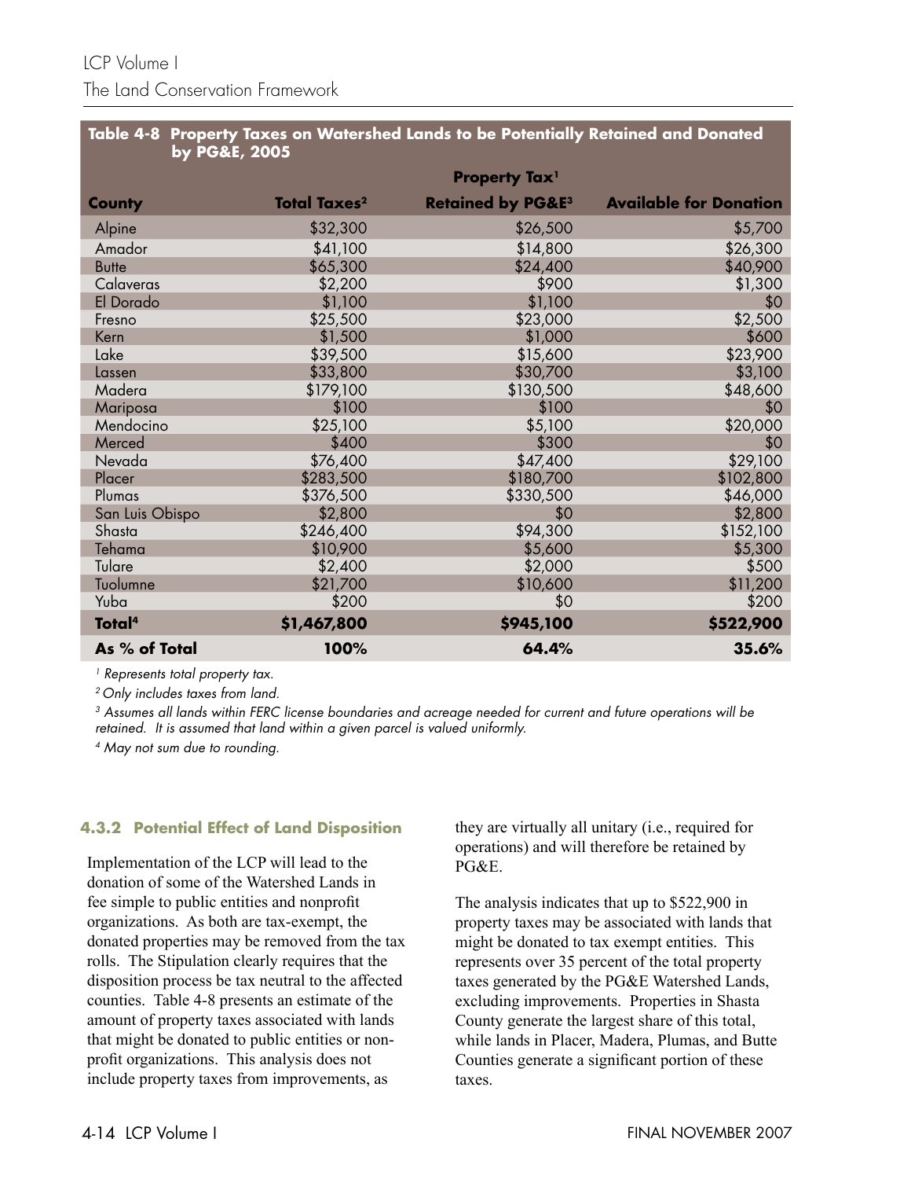**Table 4-8 Property Taxes on Watershed Lands to be Potentially Retained and Donated by PG&E, 2005**

| | | Property Tax[1] | |
|---|---|---|---|
| **County** | **Total Taxes[2]** | **Retained by PG&E[3]** | **Available for Donation** |
| Alpine | $32,300 | $26,500 | $5,700 |
| Amador | $41,100 | $14,800 | $26,300 |
| Butte | $65,300 | $24,400 | $40,900 |
| Calaveras | $2,200 | $900 | $1,300 |
| El Dorado | $1,100 | $1,100 | $0 |
| Fresno | $25,500 | $23,000 | $2,500 |
| Kern | $1,500 | $1,000 | $600 |
| Lake | $39,500 | $15,600 | $23,900 |
| Lassen | $33,800 | $30,700 | $3,100 |
| Madera | $179,100 | $130,500 | $48,600 |
| Mariposa | $100 | $100 | $0 |
| Mendocino | $25,100 | $5,100 | $20,000 |
| Merced | $400 | $300 | $0 |
| Nevada | $76,400 | $47,400 | $29,100 |
| Placer | $283,500 | $180,700 | $102,800 |
| Plumas | $376,500 | $330,500 | $46,000 |
| San Luis Obispo | $2,800 | $0 | $2,800 |
| Shasta | $246,400 | $94,300 | $152,100 |
| Tehama | $10,900 | $5,600 | $5,300 |
| Tulare | $2,400 | $2,000 | $500 |
| Tuolumne | $21,700 | $10,600 | $11,200 |
| Yuba | $200 | $0 | $200 |
| **Total[4]** | **$1,467,800** | **$945,100** | **$522,900** |
| **As % of Total** | **100%** | **64.4%** | **35.6%** |

*[1] Represents total property tax.*

*[2] Only includes taxes from land.*

*[3] Assumes all lands within FERC license boundaries and acreage needed for current and future operations will be retained. It is assumed that land within a given parcel is valued uniformly.*

*[4] May not sum due to rounding.*

### 4.3.2 Potential Effect of Land Disposition

Implementation of the LCP will lead to the donation of some of the Watershed Lands in fee simple to public entities and nonprofit organizations. As both are tax-exempt, the donated properties may be removed from the tax rolls. The Stipulation clearly requires that the disposition process be tax neutral to the affected counties. Table 4-8 presents an estimate of the amount of property taxes associated with lands that might be donated to public entities or non-profit organizations. This analysis does not include property taxes from improvements, as they are virtually all unitary (i.e., required for operations) and will therefore be retained by PG&E.

The analysis indicates that up to $522,900 in property taxes may be associated with lands that might be donated to tax exempt entities. This represents over 35 percent of the total property taxes generated by the PG&E Watershed Lands, excluding improvements. Properties in Shasta County generate the largest share of this total, while lands in Placer, Madera, Plumas, and Butte Counties generate a significant portion of these taxes.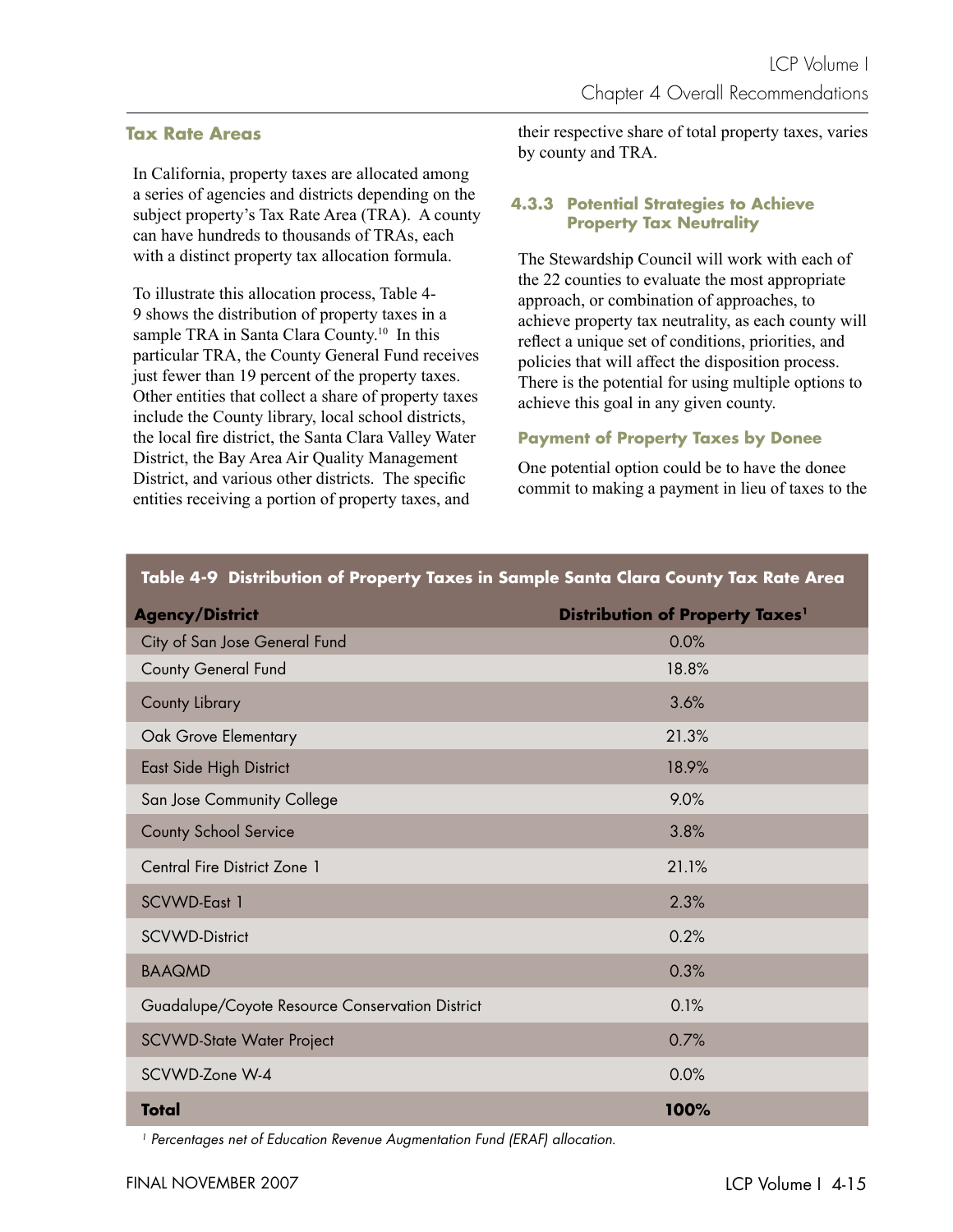### Tax Rate Areas

In California, property taxes are allocated among a series of agencies and districts depending on the subject property's Tax Rate Area (TRA). A county can have hundreds to thousands of TRAs, each with a distinct property tax allocation formula.

To illustrate this allocation process, Table 4-9 shows the distribution of property taxes in a sample TRA in Santa Clara County.[10] In this particular TRA, the County General Fund receives just fewer than 19 percent of the property taxes. Other entities that collect a share of property taxes include the County library, local school districts, the local fire district, the Santa Clara Valley Water District, the Bay Area Air Quality Management District, and various other districts. The specific entities receiving a portion of property taxes, and their respective share of total property taxes, varies by county and TRA.

### 4.3.3 Potential Strategies to Achieve Property Tax Neutrality

The Stewardship Council will work with each of the 22 counties to evaluate the most appropriate approach, or combination of approaches, to achieve property tax neutrality, as each county will reflect a unique set of conditions, priorities, and policies that will affect the disposition process. There is the potential for using multiple options to achieve this goal in any given county.

#### Payment of Property Taxes by Donee

One potential option could be to have the donee commit to making a payment in lieu of taxes to the

**Table 4-9 Distribution of Property Taxes in Sample Santa Clara County Tax Rate Area**

| Agency/District | Distribution of Property Taxes[1] |
|---|---|
| City of San Jose General Fund | 0.0% |
| County General Fund | 18.8% |
| County Library | 3.6% |
| Oak Grove Elementary | 21.3% |
| East Side High District | 18.9% |
| San Jose Community College | 9.0% |
| County School Service | 3.8% |
| Central Fire District Zone 1 | 21.1% |
| SCVWD-East 1 | 2.3% |
| SCVWD-District | 0.2% |
| BAAQMD | 0.3% |
| Guadalupe/Coyote Resource Conservation District | 0.1% |
| SCVWD-State Water Project | 0.7% |
| SCVWD-Zone W-4 | 0.0% |
| **Total** | **100%** |

*[1] Percentages net of Education Revenue Augmentation Fund (ERAF) allocation.*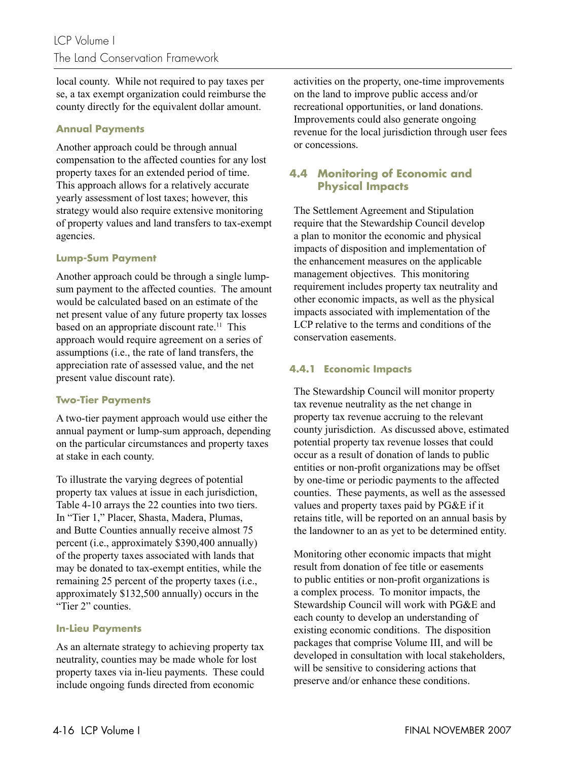local county. While not required to pay taxes per se, a tax exempt organization could reimburse the county directly for the equivalent dollar amount.

#### Annual Payments

Another approach could be through annual compensation to the affected counties for any lost property taxes for an extended period of time. This approach allows for a relatively accurate yearly assessment of lost taxes; however, this strategy would also require extensive monitoring of property values and land transfers to tax-exempt agencies.

#### Lump-Sum Payment

Another approach could be through a single lump-sum payment to the affected counties. The amount would be calculated based on an estimate of the net present value of any future property tax losses based on an appropriate discount rate.[11] This approach would require agreement on a series of assumptions (i.e., the rate of land transfers, the appreciation rate of assessed value, and the net present value discount rate).

#### Two-Tier Payments

A two-tier payment approach would use either the annual payment or lump-sum approach, depending on the particular circumstances and property taxes at stake in each county.

To illustrate the varying degrees of potential property tax values at issue in each jurisdiction, Table 4-10 arrays the 22 counties into two tiers. In "Tier 1," Placer, Shasta, Madera, Plumas, and Butte Counties annually receive almost 75 percent (i.e., approximately $390,400 annually) of the property taxes associated with lands that may be donated to tax-exempt entities, while the remaining 25 percent of the property taxes (i.e., approximately $132,500 annually) occurs in the "Tier 2" counties.

#### In-Lieu Payments

As an alternate strategy to achieving property tax neutrality, counties may be made whole for lost property taxes via in-lieu payments. These could include ongoing funds directed from economic activities on the property, one-time improvements on the land to improve public access and/or recreational opportunities, or land donations. Improvements could also generate ongoing revenue for the local jurisdiction through user fees or concessions.

## 4.4 Monitoring of Economic and Physical Impacts

The Settlement Agreement and Stipulation require that the Stewardship Council develop a plan to monitor the economic and physical impacts of disposition and implementation of the enhancement measures on the applicable management objectives. This monitoring requirement includes property tax neutrality and other economic impacts, as well as the physical impacts associated with implementation of the LCP relative to the terms and conditions of the conservation easements.

### 4.4.1 Economic Impacts

The Stewardship Council will monitor property tax revenue neutrality as the net change in property tax revenue accruing to the relevant county jurisdiction. As discussed above, estimated potential property tax revenue losses that could occur as a result of donation of lands to public entities or non-profit organizations may be offset by one-time or periodic payments to the affected counties. These payments, as well as the assessed values and property taxes paid by PG&E if it retains title, will be reported on an annual basis by the landowner to an as yet to be determined entity.

Monitoring other economic impacts that might result from donation of fee title or easements to public entities or non-profit organizations is a complex process. To monitor impacts, the Stewardship Council will work with PG&E and each county to develop an understanding of existing economic conditions. The disposition packages that comprise Volume III, and will be developed in consultation with local stakeholders, will be sensitive to considering actions that preserve and/or enhance these conditions.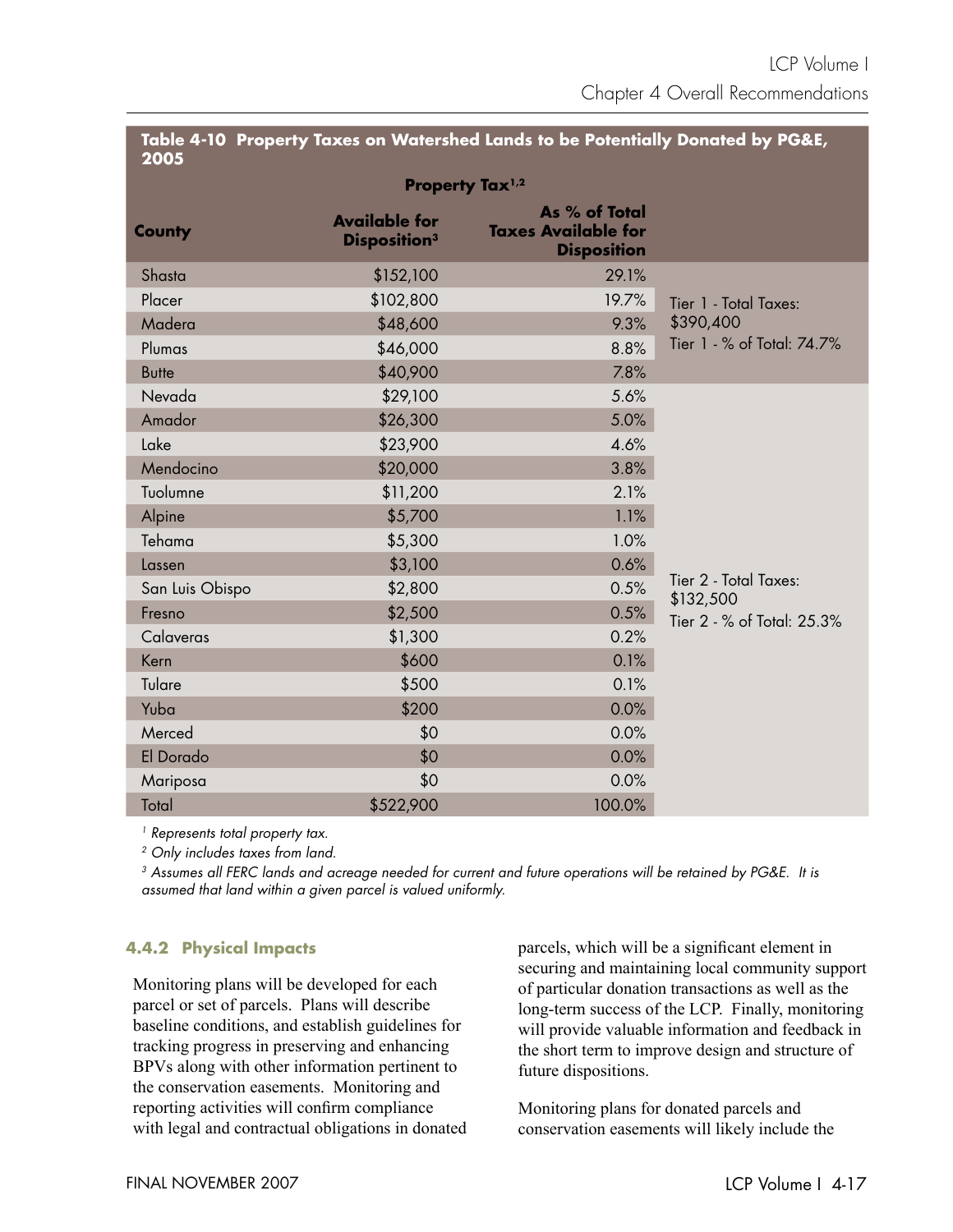**Table 4-10 Property Taxes on Watershed Lands to be Potentially Donated by PG&E, 2005**

| County | Property Tax[1,2] Available for Disposition[3] | As % of Total Taxes Available for Disposition | |
|---|---|---|---|
| Shasta | $152,100 | 29.1% | Tier 1 - Total Taxes: $390,400 Tier 1 - % of Total: 74.7% |
| Placer | $102,800 | 19.7% | |
| Madera | $48,600 | 9.3% | |
| Plumas | $46,000 | 8.8% | |
| Butte | $40,900 | 7.8% | |
| Nevada | $29,100 | 5.6% | Tier 2 - Total Taxes: $132,500 Tier 2 - % of Total: 25.3% |
| Amador | $26,300 | 5.0% | |
| Lake | $23,900 | 4.6% | |
| Mendocino | $20,000 | 3.8% | |
| Tuolumne | $11,200 | 2.1% | |
| Alpine | $5,700 | 1.1% | |
| Tehama | $5,300 | 1.0% | |
| Lassen | $3,100 | 0.6% | |
| San Luis Obispo | $2,800 | 0.5% | |
| Fresno | $2,500 | 0.5% | |
| Calaveras | $1,300 | 0.2% | |
| Kern | $600 | 0.1% | |
| Tulare | $500 | 0.1% | |
| Yuba | $200 | 0.0% | |
| Merced | $0 | 0.0% | |
| El Dorado | $0 | 0.0% | |
| Mariposa | $0 | 0.0% | |
| Total | $522,900 | 100.0% | |

*[1] Represents total property tax.*

*[2] Only includes taxes from land.*

*[3] Assumes all FERC lands and acreage needed for current and future operations will be retained by PG&E. It is assumed that land within a given parcel is valued uniformly.*

### 4.4.2 Physical Impacts

Monitoring plans will be developed for each parcel or set of parcels. Plans will describe baseline conditions, and establish guidelines for tracking progress in preserving and enhancing BPVs along with other information pertinent to the conservation easements. Monitoring and reporting activities will confirm compliance with legal and contractual obligations in donated parcels, which will be a significant element in securing and maintaining local community support of particular donation transactions as well as the long-term success of the LCP. Finally, monitoring will provide valuable information and feedback in the short term to improve design and structure of future dispositions.

Monitoring plans for donated parcels and conservation easements will likely include the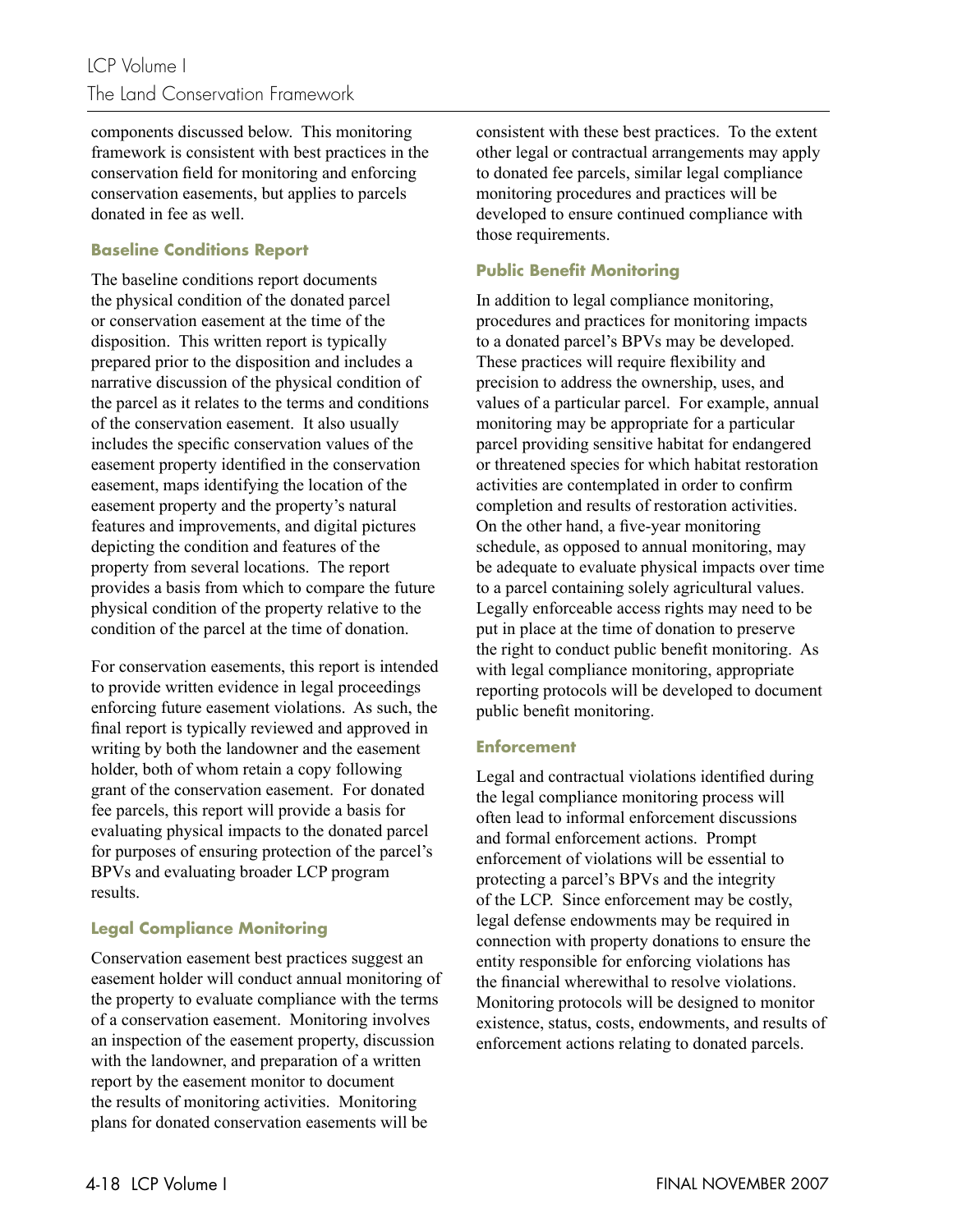components discussed below. This monitoring framework is consistent with best practices in the conservation field for monitoring and enforcing conservation easements, but applies to parcels donated in fee as well.

#### Baseline Conditions Report

The baseline conditions report documents the physical condition of the donated parcel or conservation easement at the time of the disposition. This written report is typically prepared prior to the disposition and includes a narrative discussion of the physical condition of the parcel as it relates to the terms and conditions of the conservation easement. It also usually includes the specific conservation values of the easement property identified in the conservation easement, maps identifying the location of the easement property and the property's natural features and improvements, and digital pictures depicting the condition and features of the property from several locations. The report provides a basis from which to compare the future physical condition of the property relative to the condition of the parcel at the time of donation.

For conservation easements, this report is intended to provide written evidence in legal proceedings enforcing future easement violations. As such, the final report is typically reviewed and approved in writing by both the landowner and the easement holder, both of whom retain a copy following grant of the conservation easement. For donated fee parcels, this report will provide a basis for evaluating physical impacts to the donated parcel for purposes of ensuring protection of the parcel's BPVs and evaluating broader LCP program results.

#### Legal Compliance Monitoring

Conservation easement best practices suggest an easement holder will conduct annual monitoring of the property to evaluate compliance with the terms of a conservation easement. Monitoring involves an inspection of the easement property, discussion with the landowner, and preparation of a written report by the easement monitor to document the results of monitoring activities. Monitoring plans for donated conservation easements will be consistent with these best practices. To the extent other legal or contractual arrangements may apply to donated fee parcels, similar legal compliance monitoring procedures and practices will be developed to ensure continued compliance with those requirements.

#### Public Benefit Monitoring

In addition to legal compliance monitoring, procedures and practices for monitoring impacts to a donated parcel's BPVs may be developed. These practices will require flexibility and precision to address the ownership, uses, and values of a particular parcel. For example, annual monitoring may be appropriate for a particular parcel providing sensitive habitat for endangered or threatened species for which habitat restoration activities are contemplated in order to confirm completion and results of restoration activities. On the other hand, a five-year monitoring schedule, as opposed to annual monitoring, may be adequate to evaluate physical impacts over time to a parcel containing solely agricultural values. Legally enforceable access rights may need to be put in place at the time of donation to preserve the right to conduct public benefit monitoring. As with legal compliance monitoring, appropriate reporting protocols will be developed to document public benefit monitoring.

#### Enforcement

Legal and contractual violations identified during the legal compliance monitoring process will often lead to informal enforcement discussions and formal enforcement actions. Prompt enforcement of violations will be essential to protecting a parcel's BPVs and the integrity of the LCP. Since enforcement may be costly, legal defense endowments may be required in connection with property donations to ensure the entity responsible for enforcing violations has the financial wherewithal to resolve violations. Monitoring protocols will be designed to monitor existence, status, costs, endowments, and results of enforcement actions relating to donated parcels.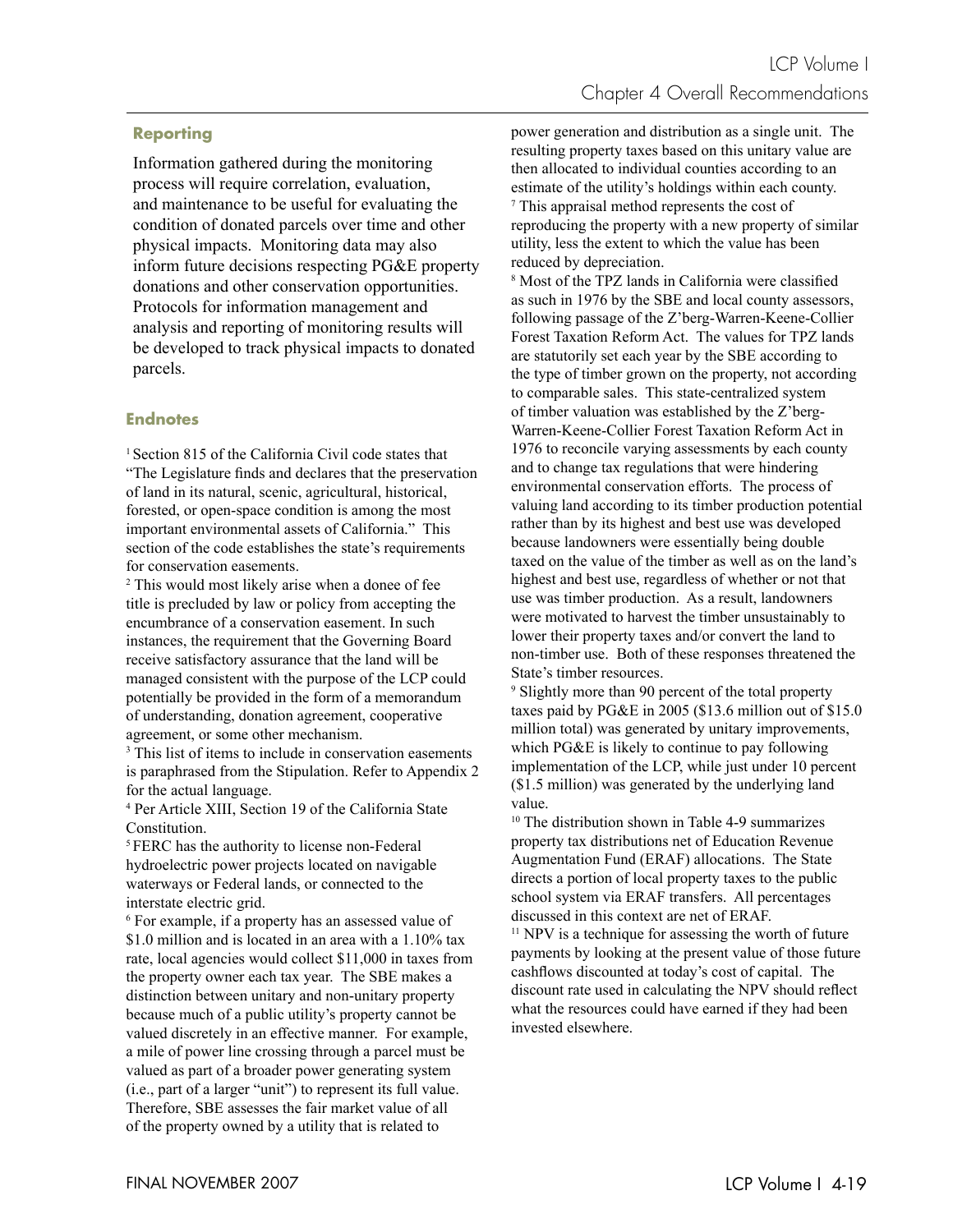### Reporting

Information gathered during the monitoring process will require correlation, evaluation, and maintenance to be useful for evaluating the condition of donated parcels over time and other physical impacts. Monitoring data may also inform future decisions respecting PG&E property donations and other conservation opportunities. Protocols for information management and analysis and reporting of monitoring results will be developed to track physical impacts to donated parcels.

### Endnotes

[1] Section 815 of the California Civil code states that "The Legislature finds and declares that the preservation of land in its natural, scenic, agricultural, historical, forested, or open-space condition is among the most important environmental assets of California." This section of the code establishes the state's requirements for conservation easements.

[2] This would most likely arise when a donee of fee title is precluded by law or policy from accepting the encumbrance of a conservation easement. In such instances, the requirement that the Governing Board receive satisfactory assurance that the land will be managed consistent with the purpose of the LCP could potentially be provided in the form of a memorandum of understanding, donation agreement, cooperative agreement, or some other mechanism.

[3] This list of items to include in conservation easements is paraphrased from the Stipulation. Refer to Appendix 2 for the actual language.

[4] Per Article XIII, Section 19 of the California State Constitution.

[5] FERC has the authority to license non-Federal hydroelectric power projects located on navigable waterways or Federal lands, or connected to the interstate electric grid.

[6] For example, if a property has an assessed value of $1.0 million and is located in an area with a 1.10% tax rate, local agencies would collect $11,000 in taxes from the property owner each tax year. The SBE makes a distinction between unitary and non-unitary property because much of a public utility's property cannot be valued discretely in an effective manner. For example, a mile of power line crossing through a parcel must be valued as part of a broader power generating system (i.e., part of a larger "unit") to represent its full value. Therefore, SBE assesses the fair market value of all of the property owned by a utility that is related to power generation and distribution as a single unit. The resulting property taxes based on this unitary value are then allocated to individual counties according to an estimate of the utility's holdings within each county.

[7] This appraisal method represents the cost of reproducing the property with a new property of similar utility, less the extent to which the value has been reduced by depreciation.

[8] Most of the TPZ lands in California were classified as such in 1976 by the SBE and local county assessors, following passage of the Z'berg-Warren-Keene-Collier Forest Taxation Reform Act. The values for TPZ lands are statutorily set each year by the SBE according to the type of timber grown on the property, not according to comparable sales. This state-centralized system of timber valuation was established by the Z'berg-Warren-Keene-Collier Forest Taxation Reform Act in 1976 to reconcile varying assessments by each county and to change tax regulations that were hindering environmental conservation efforts. The process of valuing land according to its timber production potential rather than by its highest and best use was developed because landowners were essentially being double taxed on the value of the timber as well as on the land's highest and best use, regardless of whether or not that use was timber production. As a result, landowners were motivated to harvest the timber unsustainably to lower their property taxes and/or convert the land to non-timber use. Both of these responses threatened the State's timber resources.

[9] Slightly more than 90 percent of the total property taxes paid by PG&E in 2005 ($13.6 million out of $15.0 million total) was generated by unitary improvements, which PG&E is likely to continue to pay following implementation of the LCP, while just under 10 percent ($1.5 million) was generated by the underlying land value.

[10] The distribution shown in Table 4-9 summarizes property tax distributions net of Education Revenue Augmentation Fund (ERAF) allocations. The State directs a portion of local property taxes to the public school system via ERAF transfers. All percentages discussed in this context are net of ERAF.

[11] NPV is a technique for assessing the worth of future payments by looking at the present value of those future cashflows discounted at today's cost of capital. The discount rate used in calculating the NPV should reflect what the resources could have earned if they had been invested elsewhere.